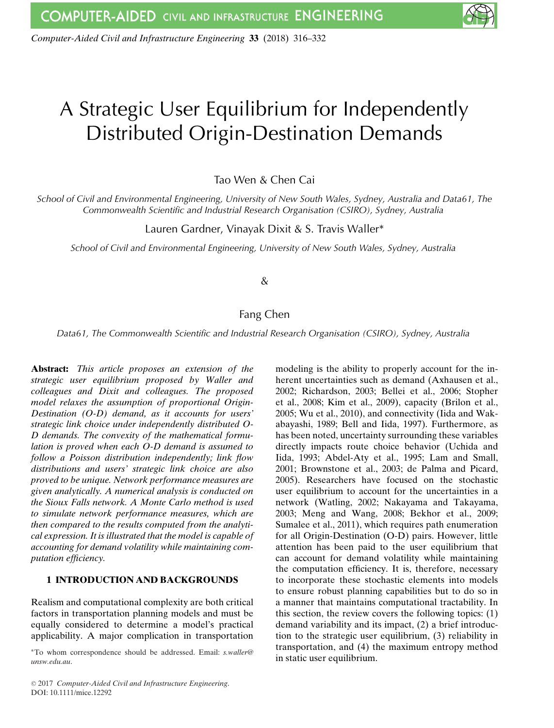# A Strategic User Equilibrium for Independently Distributed Origin-Destination Demands

Tao Wen & Chen Cai

*School of Civil and Environmental Engineering, University of New South Wales, Sydney, Australia and Data61, The Commonwealth Scientific and Industrial Research Organisation (CSIRO), Sydney, Australia*

Lauren Gardner, Vinayak Dixit & S. Travis Waller*

*School of Civil and Environmental Engineering, University of New South Wales, Sydney, Australia*

&

Fang Chen

*Data61, The Commonwealth Scientific and Industrial Research Organisation (CSIRO), Sydney, Australia*

**Abstract:** *This article proposes an extension of the strategic user equilibrium proposed by Waller and colleagues and Dixit and colleagues. The proposed model relaxes the assumption of proportional Origin-Destination (O-D) demand, as it accounts for users' strategic link choice under independently distributed O-D demands. The convexity of the mathematical formulation is proved when each O-D demand is assumed to follow a Poisson distribution independently; link flow distributions and users' strategic link choice are also proved to be unique. Network performance measures are given analytically. A numerical analysis is conducted on the Sioux Falls network. A Monte Carlo method is used to simulate network performance measures, which are then compared to the results computed from the analytical expression. It is illustrated that the model is capable of accounting for demand volatility while maintaining computation efficiency.*

## 1 INTRODUCTION AND BACKGROUNDS

Realism and computational complexity are both critical factors in transportation planning models and must be equally considered to determine a model's practical applicability. A major complication in transportation modeling is the ability to properly account for the inherent uncertainties such as demand (Axhausen et al., 2002; Richardson, 2003; Bellei et al., 2006; Stopher et al., 2008; Kim et al., 2009), capacity (Brilon et al., 2005; Wu et al., 2010), and connectivity (Iida and Wakabayashi, 1989; Bell and Iida, 1997). Furthermore, as has been noted, uncertainty surrounding these variables directly impacts route choice behavior (Uchida and Iida, 1993; Abdel-Aty et al., 1995; Lam and Small, 2001; Brownstone et al., 2003; de Palma and Picard, 2005). Researchers have focused on the stochastic user equilibrium to account for the uncertainties in a network (Watling, 2002; Nakayama and Takayama, 2003; Meng and Wang, 2008; Bekhor et al., 2009; Sumalee et al., 2011), which requires path enumeration for all Origin-Destination (O-D) pairs. However, little attention has been paid to the user equilibrium that can account for demand volatility while maintaining the computation efficiency. It is, therefore, necessary to incorporate these stochastic elements into models to ensure robust planning capabilities but to do so in a manner that maintains computational tractability. In this section, the review covers the following topics: (1) demand variability and its impact, (2) a brief introduction to the strategic user equilibrium, (3) reliability in transportation, and (4) the maximum entropy method in static user equilibrium.

*To whom correspondence should be addressed. Email: *s.waller@unsw.edu.au*.

© 2017 *Computer-Aided Civil and Infrastructure Engineering*.
DOI: 10.1111/mice.12292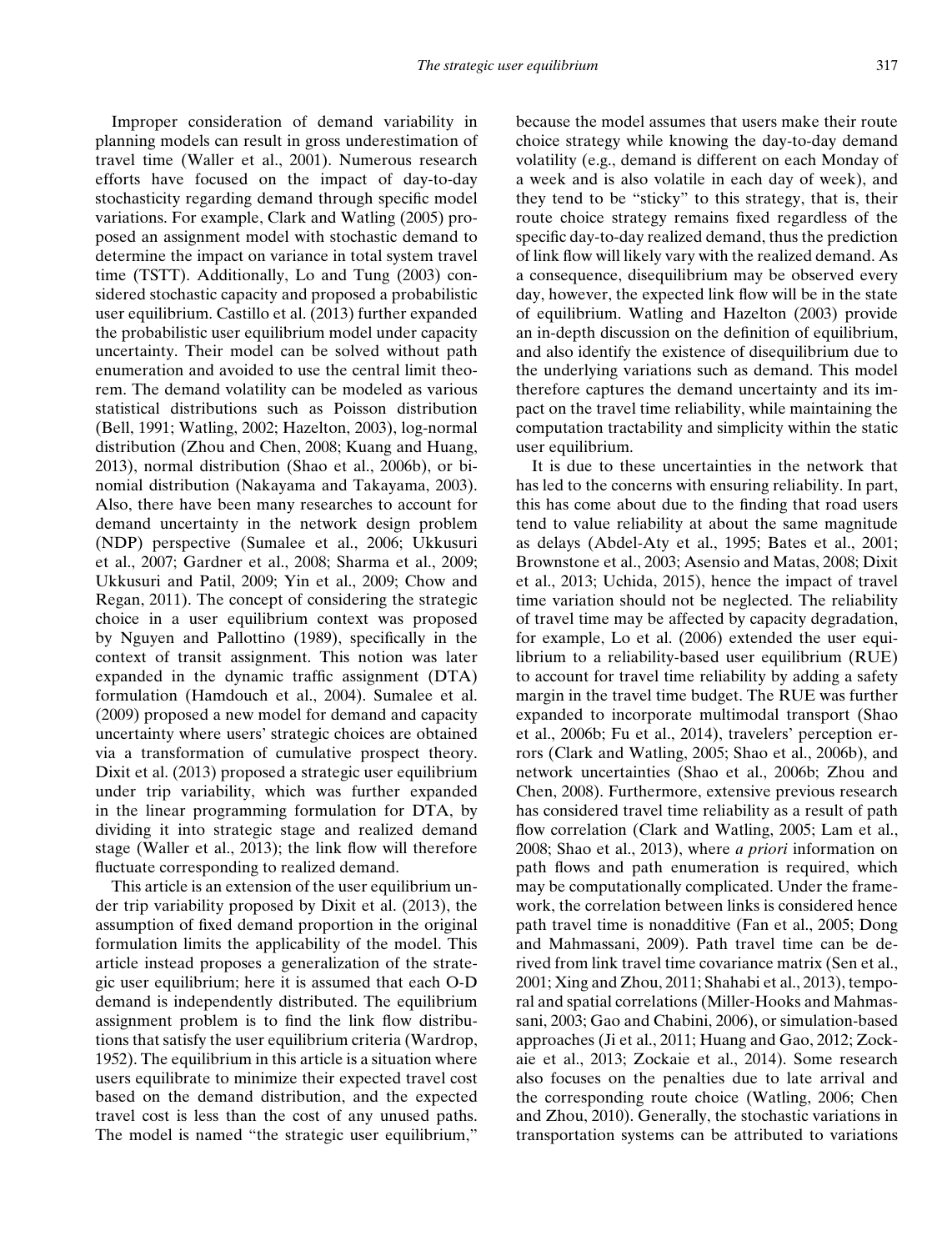Improper consideration of demand variability in planning models can result in gross underestimation of travel time (Waller et al., 2001). Numerous research efforts have focused on the impact of day-to-day stochasticity regarding demand through specific model variations. For example, Clark and Watling (2005) proposed an assignment model with stochastic demand to determine the impact on variance in total system travel time (TSTT). Additionally, Lo and Tung (2003) considered stochastic capacity and proposed a probabilistic user equilibrium. Castillo et al. (2013) further expanded the probabilistic user equilibrium model under capacity uncertainty. Their model can be solved without path enumeration and avoided to use the central limit theorem. The demand volatility can be modeled as various statistical distributions such as Poisson distribution (Bell, 1991; Watling, 2002; Hazelton, 2003), log-normal distribution (Zhou and Chen, 2008; Kuang and Huang, 2013), normal distribution (Shao et al., 2006b), or binomial distribution (Nakayama and Takayama, 2003). Also, there have been many researches to account for demand uncertainty in the network design problem (NDP) perspective (Sumalee et al., 2006; Ukkusuri et al., 2007; Gardner et al., 2008; Sharma et al., 2009; Ukkusuri and Patil, 2009; Yin et al., 2009; Chow and Regan, 2011). The concept of considering the strategic choice in a user equilibrium context was proposed by Nguyen and Pallottino (1989), specifically in the context of transit assignment. This notion was later expanded in the dynamic traffic assignment (DTA) formulation (Hamdouch et al., 2004). Sumalee et al. (2009) proposed a new model for demand and capacity uncertainty where users' strategic choices are obtained via a transformation of cumulative prospect theory. Dixit et al. (2013) proposed a strategic user equilibrium under trip variability, which was further expanded in the linear programming formulation for DTA, by dividing it into strategic stage and realized demand stage (Waller et al., 2013); the link flow will therefore fluctuate corresponding to realized demand.

This article is an extension of the user equilibrium under trip variability proposed by Dixit et al. (2013), the assumption of fixed demand proportion in the original formulation limits the applicability of the model. This article instead proposes a generalization of the strategic user equilibrium; here it is assumed that each O-D demand is independently distributed. The equilibrium assignment problem is to find the link flow distributions that satisfy the user equilibrium criteria (Wardrop, 1952). The equilibrium in this article is a situation where users equilibrate to minimize their expected travel cost based on the demand distribution, and the expected travel cost is less than the cost of any unused paths. The model is named "the strategic user equilibrium," because the model assumes that users make their route choice strategy while knowing the day-to-day demand volatility (e.g., demand is different on each Monday of a week and is also volatile in each day of week), and they tend to be "sticky" to this strategy, that is, their route choice strategy remains fixed regardless of the specific day-to-day realized demand, thus the prediction of link flow will likely vary with the realized demand. As a consequence, disequilibrium may be observed every day, however, the expected link flow will be in the state of equilibrium. Watling and Hazelton (2003) provide an in-depth discussion on the definition of equilibrium, and also identify the existence of disequilibrium due to the underlying variations such as demand. This model therefore captures the demand uncertainty and its impact on the travel time reliability, while maintaining the computation tractability and simplicity within the static user equilibrium.

It is due to these uncertainties in the network that has led to the concerns with ensuring reliability. In part, this has come about due to the finding that road users tend to value reliability at about the same magnitude as delays (Abdel-Aty et al., 1995; Bates et al., 2001; Brownstone et al., 2003; Asensio and Matas, 2008; Dixit et al., 2013; Uchida, 2015), hence the impact of travel time variation should not be neglected. The reliability of travel time may be affected by capacity degradation, for example, Lo et al. (2006) extended the user equilibrium to a reliability-based user equilibrium (RUE) to account for travel time reliability by adding a safety margin in the travel time budget. The RUE was further expanded to incorporate multimodal transport (Shao et al., 2006b; Fu et al., 2014), travelers' perception errors (Clark and Watling, 2005; Shao et al., 2006b), and network uncertainties (Shao et al., 2006b; Zhou and Chen, 2008). Furthermore, extensive previous research has considered travel time reliability as a result of path flow correlation (Clark and Watling, 2005; Lam et al., 2008; Shao et al., 2013), where *a priori* information on path flows and path enumeration is required, which may be computationally complicated. Under the framework, the correlation between links is considered hence path travel time is nonadditive (Fan et al., 2005; Dong and Mahmassani, 2009). Path travel time can be derived from link travel time covariance matrix (Sen et al., 2001; Xing and Zhou, 2011; Shahabi et al., 2013), temporal and spatial correlations (Miller-Hooks and Mahmassani, 2003; Gao and Chabini, 2006), or simulation-based approaches (Ji et al., 2011; Huang and Gao, 2012; Zockaie et al., 2013; Zockaie et al., 2014). Some research also focuses on the penalties due to late arrival and the corresponding route choice (Watling, 2006; Chen and Zhou, 2010). Generally, the stochastic variations in transportation systems can be attributed to variations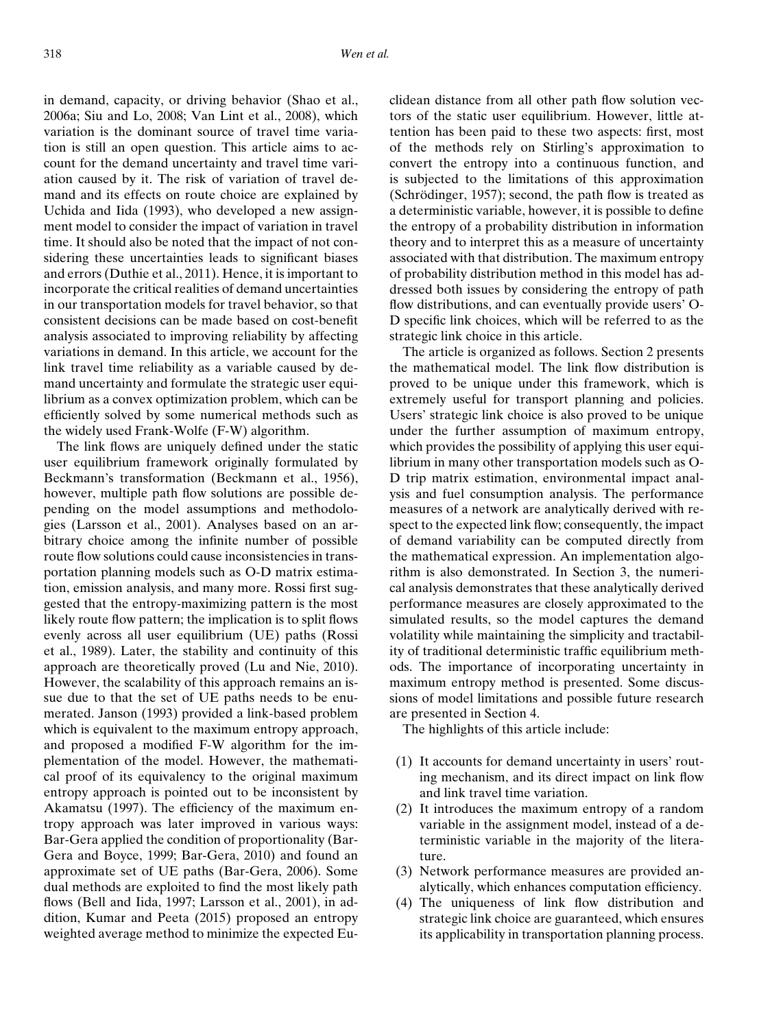in demand, capacity, or driving behavior (Shao et al., 2006a; Siu and Lo, 2008; Van Lint et al., 2008), which variation is the dominant source of travel time variation is still an open question. This article aims to account for the demand uncertainty and travel time variation caused by it. The risk of variation of travel demand and its effects on route choice are explained by Uchida and Iida (1993), who developed a new assignment model to consider the impact of variation in travel time. It should also be noted that the impact of not considering these uncertainties leads to significant biases and errors (Duthie et al., 2011). Hence, it is important to incorporate the critical realities of demand uncertainties in our transportation models for travel behavior, so that consistent decisions can be made based on cost-benefit analysis associated to improving reliability by affecting variations in demand. In this article, we account for the link travel time reliability as a variable caused by demand uncertainty and formulate the strategic user equilibrium as a convex optimization problem, which can be efficiently solved by some numerical methods such as the widely used Frank-Wolfe (F-W) algorithm.

The link flows are uniquely defined under the static user equilibrium framework originally formulated by Beckmann's transformation (Beckmann et al., 1956), however, multiple path flow solutions are possible depending on the model assumptions and methodologies (Larsson et al., 2001). Analyses based on an arbitrary choice among the infinite number of possible route flow solutions could cause inconsistencies in transportation planning models such as O-D matrix estimation, emission analysis, and many more. Rossi first suggested that the entropy-maximizing pattern is the most likely route flow pattern; the implication is to split flows evenly across all user equilibrium (UE) paths (Rossi et al., 1989). Later, the stability and continuity of this approach are theoretically proved (Lu and Nie, 2010). However, the scalability of this approach remains an issue due to that the set of UE paths needs to be enumerated. Janson (1993) provided a link-based problem which is equivalent to the maximum entropy approach, and proposed a modified F-W algorithm for the implementation of the model. However, the mathematical proof of its equivalency to the original maximum entropy approach is pointed out to be inconsistent by Akamatsu (1997). The efficiency of the maximum entropy approach was later improved in various ways: Bar-Gera applied the condition of proportionality (Bar-Gera and Boyce, 1999; Bar-Gera, 2010) and found an approximate set of UE paths (Bar-Gera, 2006). Some dual methods are exploited to find the most likely path flows (Bell and Iida, 1997; Larsson et al., 2001), in addition, Kumar and Peeta (2015) proposed an entropy weighted average method to minimize the expected Euclidean distance from all other path flow solution vectors of the static user equilibrium. However, little attention has been paid to these two aspects: first, most of the methods rely on Stirling's approximation to convert the entropy into a continuous function, and is subjected to the limitations of this approximation (Schrödinger, 1957); second, the path flow is treated as a deterministic variable, however, it is possible to define the entropy of a probability distribution in information theory and to interpret this as a measure of uncertainty associated with that distribution. The maximum entropy of probability distribution method in this model has addressed both issues by considering the entropy of path flow distributions, and can eventually provide users' O-D specific link choices, which will be referred to as the strategic link choice in this article.

The article is organized as follows. Section 2 presents the mathematical model. The link flow distribution is proved to be unique under this framework, which is extremely useful for transport planning and policies. Users' strategic link choice is also proved to be unique under the further assumption of maximum entropy, which provides the possibility of applying this user equilibrium in many other transportation models such as O-D trip matrix estimation, environmental impact analysis and fuel consumption analysis. The performance measures of a network are analytically derived with respect to the expected link flow; consequently, the impact of demand variability can be computed directly from the mathematical expression. An implementation algorithm is also demonstrated. In Section 3, the numerical analysis demonstrates that these analytically derived performance measures are closely approximated to the simulated results, so the model captures the demand volatility while maintaining the simplicity and tractability of traditional deterministic traffic equilibrium methods. The importance of incorporating uncertainty in maximum entropy method is presented. Some discussions of model limitations and possible future research are presented in Section 4.

The highlights of this article include:

1. It accounts for demand uncertainty in users' routing mechanism, and its direct impact on link flow and link travel time variation.
2. It introduces the maximum entropy of a random variable in the assignment model, instead of a deterministic variable in the majority of the literature.
3. Network performance measures are provided analytically, which enhances computation efficiency.
4. The uniqueness of link flow distribution and strategic link choice are guaranteed, which ensures its applicability in transportation planning process.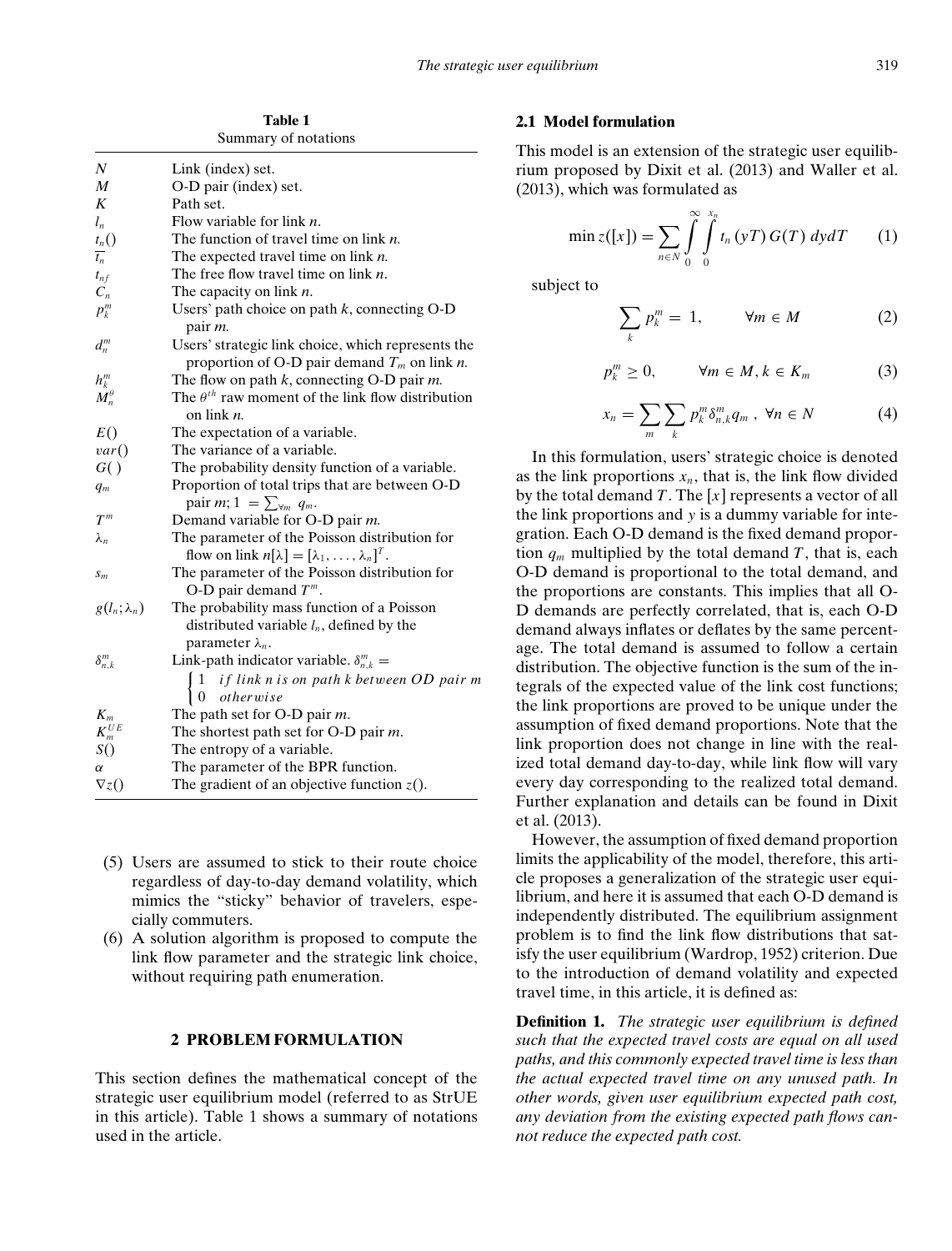**Table 1**
Summary of notations

| | |
|---|---|
| $N$ | Link (index) set. |
| $M$ | O-D pair (index) set. |
| $K$ | Path set. |
| $l_n$ | Flow variable for link $n$. |
| $t_n()$ | The function of travel time on link $n$. |
| $\overline{t_n}$ | The expected travel time on link $n$. |
| $t_{nf}$ | The free flow travel time on link $n$. |
| $C_n$ | The capacity on link $n$. |
| $p_k^m$ | Users' path choice on path $k$, connecting O-D pair $m$. |
| $d_n^m$ | Users' strategic link choice, which represents the proportion of O-D pair demand $T_m$ on link $n$. |
| $h_k^m$ | The flow on path $k$, connecting O-D pair $m$. |
| $M_n^\theta$ | The $\theta^{th}$ raw moment of the link flow distribution on link $n$. |
| $E()$ | The expectation of a variable. |
| $var()$ | The variance of a variable. |
| $G()$ | The probability density function of a variable. |
| $q_m$ | Proportion of total trips that are between O-D pair $m$; $1 = \sum_{\forall m} q_m$. |
| $T^m$ | Demand variable for O-D pair $m$. |
| $\lambda_n$ | The parameter of the Poisson distribution for flow on link $n[\lambda] = [\lambda_1, \ldots, \lambda_n]^T$. |
| $s_m$ | The parameter of the Poisson distribution for O-D pair demand $T^m$. |
| $g(l_n; \lambda_n)$ | The probability mass function of a Poisson distributed variable $l_n$, defined by the parameter $\lambda_n$. |
| $\delta_{n,k}^m$ | Link-path indicator variable. $\delta_{n,k}^m = \begin{cases} 1 & if\ link\ n\ is\ on\ path\ k\ between\ OD\ pair\ m \\ 0 & otherwise \end{cases}$ |
| $K_m$ | The path set for O-D pair $m$. |
| $K_m^{UE}$ | The shortest path set for O-D pair $m$. |
| $S()$ | The entropy of a variable. |
| $\alpha$ | The parameter of the BPR function. |
| $\nabla z()$ | The gradient of an objective function $z()$. |

(5) Users are assumed to stick to their route choice regardless of day-to-day demand volatility, which mimics the "sticky" behavior of travelers, especially commuters.

(6) A solution algorithm is proposed to compute the link flow parameter and the strategic link choice, without requiring path enumeration.

## 2 PROBLEM FORMULATION

This section defines the mathematical concept of the strategic user equilibrium model (referred to as StrUE in this article). Table 1 shows a summary of notations used in the article.

### 2.1 Model formulation

This model is an extension of the strategic user equilibrium proposed by Dixit et al. (2013) and Waller et al. (2013), which was formulated as

$$\min z([x]) = \sum_{n \in N} \int_0^\infty \int_0^{x_n} t_n(yT)\, G(T)\, dy dT \tag{1}$$

subject to

$$\sum_k p_k^m = 1, \qquad \forall m \in M \tag{2}$$

$$p_k^m \geq 0, \qquad \forall m \in M, k \in K_m \tag{3}$$

$$x_n = \sum_m \sum_k p_k^m \delta_{n,k}^m q_m, \ \forall n \in N \tag{4}$$

In this formulation, users' strategic choice is denoted as the link proportions $x_n$, that is, the link flow divided by the total demand $T$. The $[x]$ represents a vector of all the link proportions and $y$ is a dummy variable for integration. Each O-D demand is the fixed demand proportion $q_m$ multiplied by the total demand $T$, that is, each O-D demand is proportional to the total demand, and the proportions are constants. This implies that all O-D demands are perfectly correlated, that is, each O-D demand always inflates or deflates by the same percentage. The total demand is assumed to follow a certain distribution. The objective function is the sum of the integrals of the expected value of the link cost functions; the link proportions are proved to be unique under the assumption of fixed demand proportions. Note that the link proportion does not change in line with the realized total demand day-to-day, while link flow will vary every day corresponding to the realized total demand. Further explanation and details can be found in Dixit et al. (2013).

However, the assumption of fixed demand proportion limits the applicability of the model, therefore, this article proposes a generalization of the strategic user equilibrium, and here it is assumed that each O-D demand is independently distributed. The equilibrium assignment problem is to find the link flow distributions that satisfy the user equilibrium (Wardrop, 1952) criterion. Due to the introduction of demand volatility and expected travel time, in this article, it is defined as:

**Definition 1.** *The strategic user equilibrium is defined such that the expected travel costs are equal on all used paths, and this commonly expected travel time is less than the actual expected travel time on any unused path. In other words, given user equilibrium expected path cost, any deviation from the existing expected path flows cannot reduce the expected path cost.*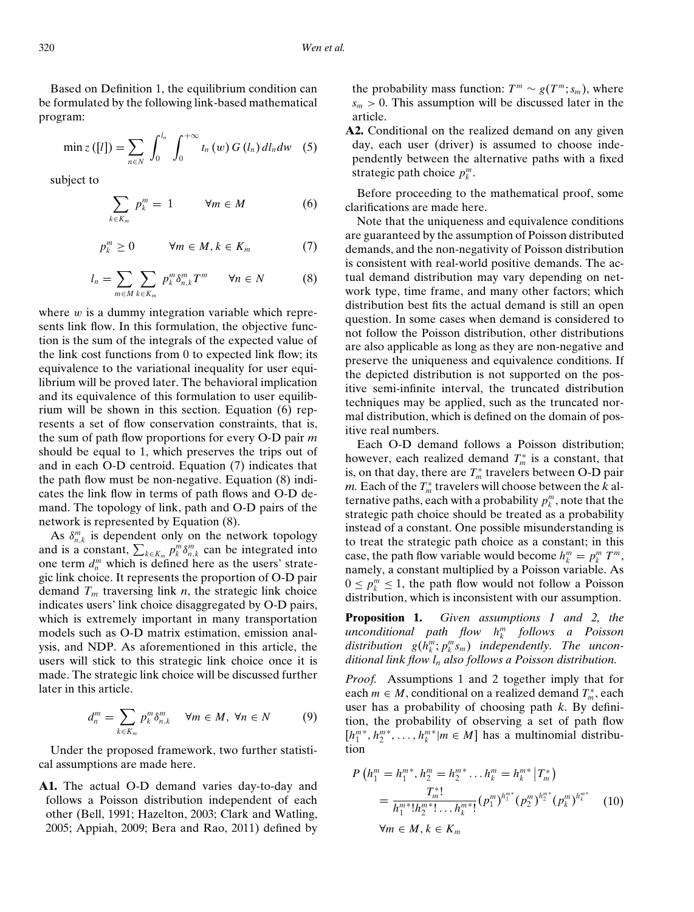Based on Definition 1, the equilibrium condition can be formulated by the following link-based mathematical program:

$$\min z([l]) = \sum_{n \in N} \int_0^{l_n} \int_0^{+\infty} t_n(w) G(l_n) dl_n dw \quad (5)$$

subject to

$$\sum_{k \in K_m} p_k^m = 1 \qquad \forall m \in M \quad (6)$$

$$p_k^m \geq 0 \qquad \forall m \in M, k \in K_m \quad (7)$$

$$l_n = \sum_{m \in M} \sum_{k \in K_m} p_k^m \delta_{n,k}^m T^m \qquad \forall n \in N \quad (8)$$

where $w$ is a dummy integration variable which represents link flow. In this formulation, the objective function is the sum of the integrals of the expected value of the link cost functions from 0 to expected link flow; its equivalence to the variational inequality for user equilibrium will be proved later. The behavioral implication and its equivalence of this formulation to user equilibrium will be shown in this section. Equation (6) represents a set of flow conservation constraints, that is, the sum of path flow proportions for every O-D pair $m$ should be equal to 1, which preserves the trips out of and in each O-D centroid. Equation (7) indicates that the path flow must be non-negative. Equation (8) indicates the link flow in terms of path flows and O-D demand. The topology of link, path and O-D pairs of the network is represented by Equation (8).

As $\delta_{n,k}^m$ is dependent only on the network topology and is a constant, $\sum_{k \in K_m} p_k^m \delta_{n,k}^m$ can be integrated into one term $d_n^m$ which is defined here as the users' strategic link choice. It represents the proportion of O-D pair demand $T_m$ traversing link $n$, the strategic link choice indicates users' link choice disaggregated by O-D pairs, which is extremely important in many transportation models such as O-D matrix estimation, emission analysis, and NDP. As aforementioned in this article, the users will stick to this strategic link choice once it is made. The strategic link choice will be discussed further later in this article.

$$d_n^m = \sum_{k \in K_m} p_k^m \delta_{n,k}^m \quad \forall m \in M, \ \forall n \in N \quad (9)$$

Under the proposed framework, two further statistical assumptions are made here.

**A1.** The actual O-D demand varies day-to-day and follows a Poisson distribution independent of each other (Bell, 1991; Hazelton, 2003; Clark and Watling, 2005; Appiah, 2009; Bera and Rao, 2011) defined by the probability mass function: $T^m \sim g(T^m; s_m)$, where $s_m > 0$. This assumption will be discussed later in the article.

**A2.** Conditional on the realized demand on any given day, each user (driver) is assumed to choose independently between the alternative paths with a fixed strategic path choice $p_k^m$.

Before proceeding to the mathematical proof, some clarifications are made here.

Note that the uniqueness and equivalence conditions are guaranteed by the assumption of Poisson distributed demands, and the non-negativity of Poisson distribution is consistent with real-world positive demands. The actual demand distribution may vary depending on network type, time frame, and many other factors; which distribution best fits the actual demand is still an open question. In some cases when demand is considered to not follow the Poisson distribution, other distributions are also applicable as long as they are non-negative and preserve the uniqueness and equivalence conditions. If the depicted distribution is not supported on the positive semi-infinite interval, the truncated distribution techniques may be applied, such as the truncated normal distribution, which is defined on the domain of positive real numbers.

Each O-D demand follows a Poisson distribution; however, each realized demand $T_m^*$ is a constant, that is, on that day, there are $T_m^*$ travelers between O-D pair $m$. Each of the $T_m^*$ travelers will choose between the $k$ alternative paths, each with a probability $p_k^m$, note that the strategic path choice should be treated as a probability instead of a constant. One possible misunderstanding is to treat the strategic path choice as a constant; in this case, the path flow variable would become $h_k^m = p_k^m T^m$, namely, a constant multiplied by a Poisson variable. As $0 \leq p_k^m \leq 1$, the path flow would not follow a Poisson distribution, which is inconsistent with our assumption.

**Proposition 1.** *Given assumptions 1 and 2, the unconditional path flow $h_k^m$ follows a Poisson distribution $g(h_k^m; p_k^m s_m)$ independently. The unconditional link flow $l_n$ also follows a Poisson distribution.*

*Proof.* Assumptions 1 and 2 together imply that for each $m \in M$, conditional on a realized demand $T_m^*$, each user has a probability of choosing path $k$. By definition, the probability of observing a set of path flow $[h_1^{m*}, h_2^{m*}, \ldots, h_k^{m*} | m \in M]$ has a multinomial distribution

$$P\left(h_1^m = h_1^{m*}, h_2^m = h_2^{m*} \ldots h_k^m = h_k^{m*} \,\middle|\, T_m^*\right) = \frac{T_m^*!}{h_1^{m*}! h_2^{m*}! \ldots h_k^{m*}!} (p_1^m)^{h_1^{m*}} (p_2^m)^{h_2^{m*}} (p_k^m)^{h_k^{m*}} \quad (10)$$

$$\forall m \in M, k \in K_m$$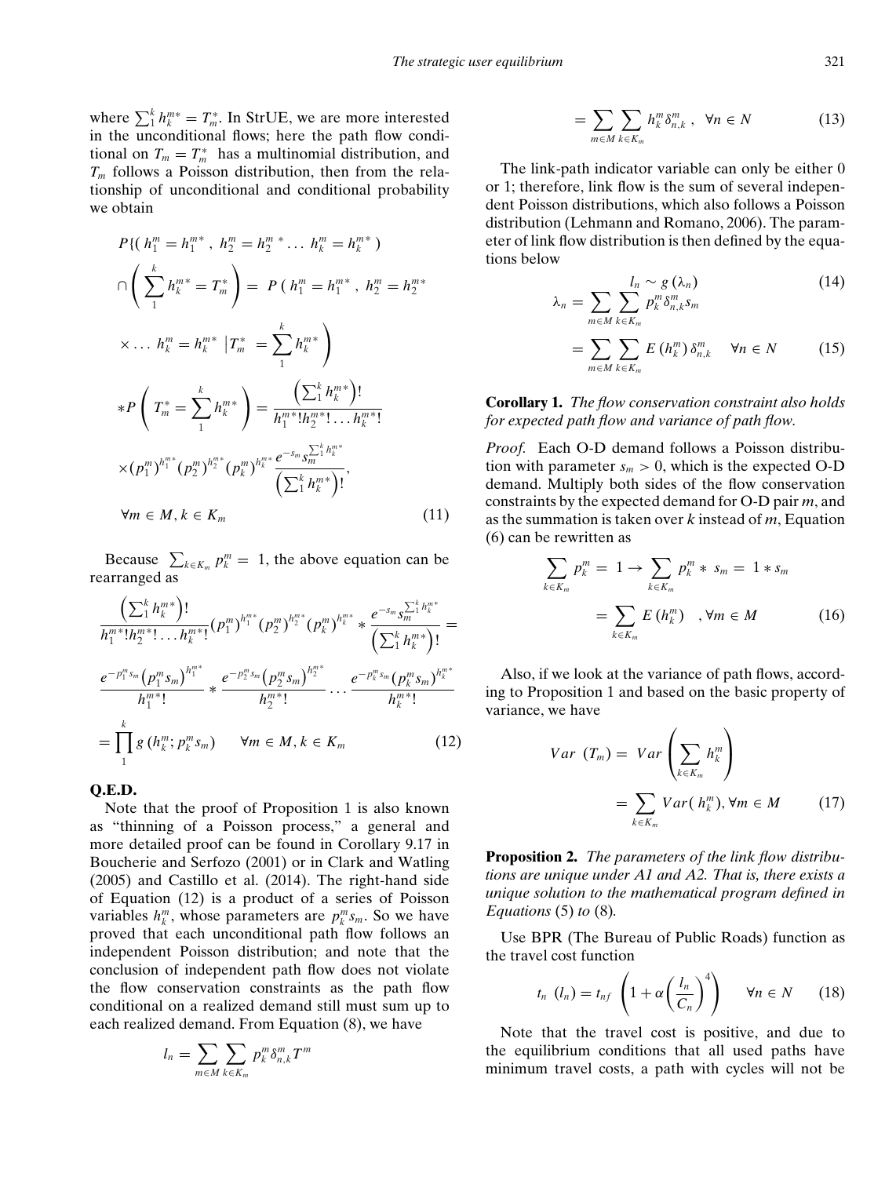where $\sum_1^k h_k^{m*} = T_m^*$. In StrUE, we are more interested in the unconditional flows; here the path flow conditional on $T_m = T_m^*$ has a multinomial distribution, and $T_m$ follows a Poisson distribution, then from the relationship of unconditional and conditional probability we obtain

$$
\begin{aligned}
&P\{(h_1^m = h_1^{m*},\ h_2^m = h_2^{m*} \dots\ h_k^m = h_k^{m*}) \\
&\cap \left(\sum_1^k h_k^{m*} = T_m^*\right) = P\left(h_1^m = h_1^{m*},\ h_2^m = h_2^{m*}\right. \\
&\left.\times \dots\ h_k^m = h_k^{m*}\ \middle|\ T_m^* = \sum_1^k h_k^{m*}\right) \\
&* P\left(T_m^* = \sum_1^k h_k^{m*}\right) = \frac{\left(\sum_1^k h_k^{m*}\right)!}{h_1^{m*}! h_2^{m*}! \dots h_k^{m*}!} \\
&\times (p_1^m)^{h_1^{m*}} (p_2^m)^{h_2^{m*}} (p_k^m)^{h_k^{m*}} \frac{e^{-s_m} s_m^{\sum_1^k h_k^{m*}}}{\left(\sum_1^k h_k^{m*}\right)!}, \\
&\forall m \in M, k \in K_m
\end{aligned}
\tag{11}
$$

Because $\sum_{k \in K_m} p_k^m = 1$, the above equation can be rearranged as

$$
\begin{aligned}
&\frac{\left(\sum_1^k h_k^{m*}\right)!}{h_1^{m*}! h_2^{m*}! \dots h_k^{m*}!} (p_1^m)^{h_1^{m*}} (p_2^m)^{h_2^{m*}} (p_k^m)^{h_k^{m*}} * \frac{e^{-s_m} s_m^{\sum_1^k h_k^{m*}}}{\left(\sum_1^k h_k^{m*}\right)!} = \\
&\frac{e^{-p_1^m s_m} \left(p_1^m s_m\right)^{h_1^{m*}}}{h_1^{m*}!} * \frac{e^{-p_2^m s_m} \left(p_2^m s_m\right)^{h_2^{m*}}}{h_2^{m*}!} \dots \frac{e^{-p_k^m s_m} \left(p_k^m s_m\right)^{h_k^{m*}}}{h_k^{m*}!} \\
&= \prod_1^k g\left(h_k^m; p_k^m s_m\right) \qquad \forall m \in M, k \in K_m
\end{aligned}
\tag{12}
$$

**Q.E.D.**

Note that the proof of Proposition 1 is also known as "thinning of a Poisson process," a general and more detailed proof can be found in Corollary 9.17 in Boucherie and Serfozo (2001) or in Clark and Watling (2005) and Castillo et al. (2014). The right-hand side of Equation (12) is a product of a series of Poisson variables $h_k^m$, whose parameters are $p_k^m s_m$. So we have proved that each unconditional path flow follows an independent Poisson distribution; and note that the conclusion of independent path flow does not violate the flow conservation constraints as the path flow conditional on a realized demand still must sum up to each realized demand. From Equation (8), we have

$$
l_n = \sum_{m \in M} \sum_{k \in K_m} p_k^m \delta_{n,k}^m T^m
$$

$$
= \sum_{m \in M} \sum_{k \in K_m} h_k^m \delta_{n,k}^m, \quad \forall n \in N \tag{13}
$$

The link-path indicator variable can only be either 0 or 1; therefore, link flow is the sum of several independent Poisson distributions, which also follows a Poisson distribution (Lehmann and Romano, 2006). The parameter of link flow distribution is then defined by the equations below

$$
l_n \sim g(\lambda_n) \tag{14}
$$

$$
\begin{aligned}
\lambda_n &= \sum_{m \in M} \sum_{k \in K_m} p_k^m \delta_{n,k}^m s_m \\
&= \sum_{m \in M} \sum_{k \in K_m} E\left(h_k^m\right) \delta_{n,k}^m \quad \forall n \in N
\end{aligned}
\tag{15}
$$

**Corollary 1.** *The flow conservation constraint also holds for expected path flow and variance of path flow.*

*Proof.* Each O-D demand follows a Poisson distribution with parameter $s_m > 0$, which is the expected O-D demand. Multiply both sides of the flow conservation constraints by the expected demand for O-D pair $m$, and as the summation is taken over $k$ instead of $m$, Equation (6) can be rewritten as

$$
\begin{aligned}
\sum_{k \in K_m} p_k^m = 1 \rightarrow \sum_{k \in K_m} p_k^m * s_m &= 1 * s_m \\
&= \sum_{k \in K_m} E\left(h_k^m\right) \quad , \forall m \in M
\end{aligned}
\tag{16}
$$

Also, if we look at the variance of path flows, according to Proposition 1 and based on the basic property of variance, we have

$$
\begin{aligned}
Var\ (T_m) &= Var\left(\sum_{k \in K_m} h_k^m\right) \\
&= \sum_{k \in K_m} Var(h_k^m), \forall m \in M
\end{aligned}
\tag{17}
$$

**Proposition 2.** *The parameters of the link flow distributions are unique under A1 and A2. That is, there exists a unique solution to the mathematical program defined in Equations* (5) *to* (8).

Use BPR (The Bureau of Public Roads) function as the travel cost function

$$
t_n\ (l_n) = t_{nf}\left(1 + \alpha\left(\frac{l_n}{C_n}\right)^4\right) \qquad \forall n \in N \tag{18}
$$

Note that the travel cost is positive, and due to the equilibrium conditions that all used paths have minimum travel costs, a path with cycles will not be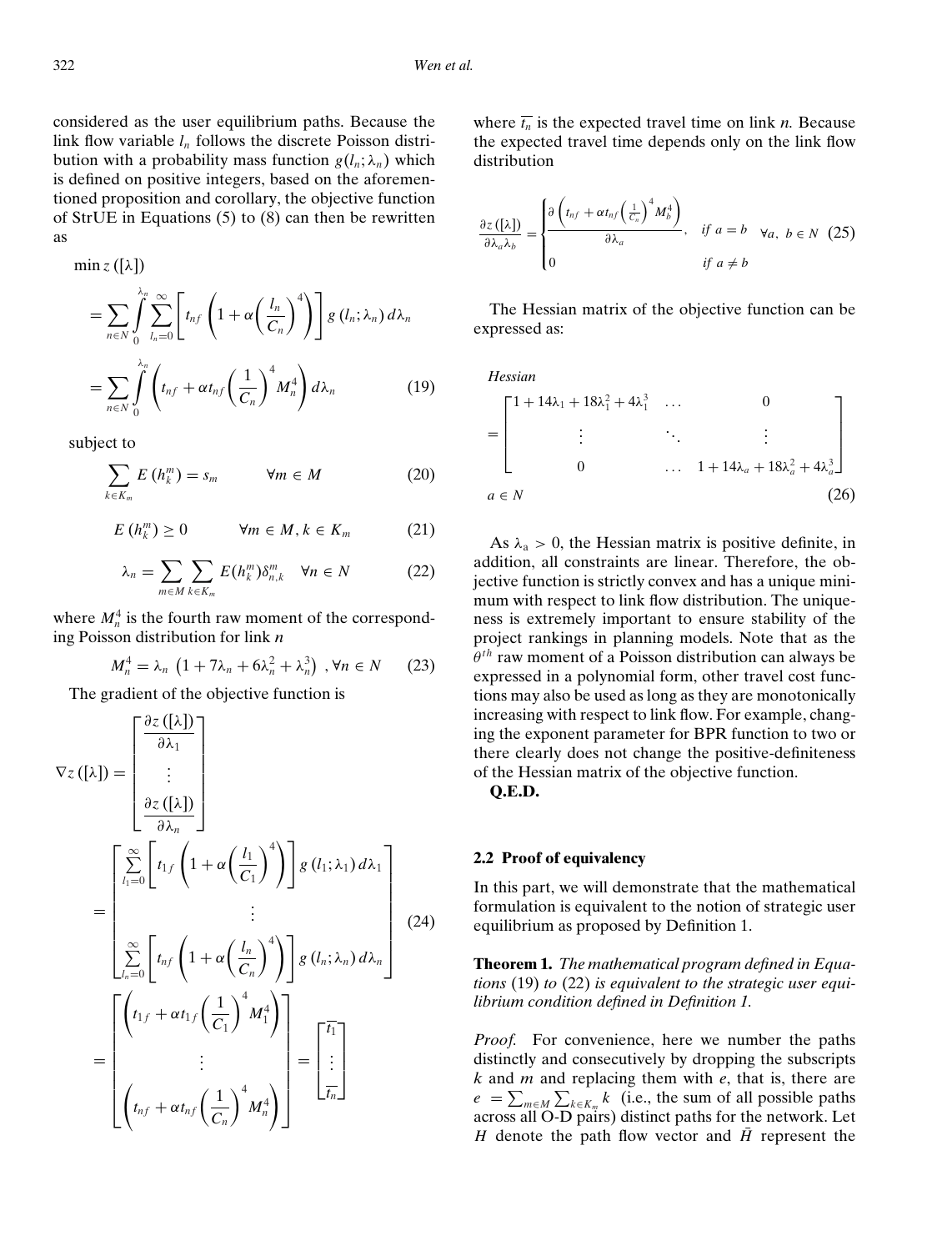considered as the user equilibrium paths. Because the link flow variable $l_n$ follows the discrete Poisson distribution with a probability mass function $g(l_n; \lambda_n)$ which is defined on positive integers, based on the aforementioned proposition and corollary, the objective function of StrUE in Equations (5) to (8) can then be rewritten as

$$\min z([\lambda])$$

$$= \sum_{n \in N} \int_0^{\lambda_n} \sum_{l_n=0}^{\infty} \left[ t_{nf} \left( 1 + \alpha \left( \frac{l_n}{C_n} \right)^4 \right) \right] g(l_n; \lambda_n)\, d\lambda_n$$

$$= \sum_{n \in N} \int_0^{\lambda_n} \left( t_{nf} + \alpha t_{nf} \left( \frac{1}{C_n} \right)^4 M_n^4 \right) d\lambda_n \tag{19}$$

subject to

$$\sum_{k \in K_m} E\left(h_k^m\right) = s_m \qquad \forall m \in M \tag{20}$$

$$E\left(h_k^m\right) \geq 0 \qquad \forall m \in M, k \in K_m \tag{21}$$

$$\lambda_n = \sum_{m \in M} \sum_{k \in K_m} E(h_k^m) \delta_{n,k}^m \quad \forall n \in N \tag{22}$$

where $M_n^4$ is the fourth raw moment of the corresponding Poisson distribution for link $n$

$$M_n^4 = \lambda_n \left(1 + 7\lambda_n + 6\lambda_n^2 + \lambda_n^3\right), \forall n \in N \tag{23}$$

The gradient of the objective function is

$$\nabla z([\lambda]) = \begin{bmatrix} \dfrac{\partial z([\lambda])}{\partial \lambda_1} \\ \vdots \\ \dfrac{\partial z([\lambda])}{\partial \lambda_n} \end{bmatrix}$$

$$= \begin{bmatrix} \sum\limits_{l_1=0}^{\infty} \left[ t_{1f} \left( 1 + \alpha \left( \dfrac{l_1}{C_1} \right)^4 \right) \right] g(l_1; \lambda_1)\, d\lambda_1 \\ \vdots \\ \sum\limits_{l_n=0}^{\infty} \left[ t_{nf} \left( 1 + \alpha \left( \dfrac{l_n}{C_n} \right)^4 \right) \right] g(l_n; \lambda_n)\, d\lambda_n \end{bmatrix} \tag{24}$$

$$= \begin{bmatrix} \left( t_{1f} + \alpha t_{1f} \left( \dfrac{1}{C_1} \right)^4 M_1^4 \right) \\ \vdots \\ \left( t_{nf} + \alpha t_{nf} \left( \dfrac{1}{C_n} \right)^4 M_n^4 \right) \end{bmatrix} = \begin{bmatrix} \overline{t_1} \\ \vdots \\ \overline{t_n} \end{bmatrix}$$

where $\overline{t_n}$ is the expected travel time on link $n$. Because the expected travel time depends only on the link flow distribution

$$\frac{\partial z([\lambda])}{\partial \lambda_a \lambda_b} = \begin{cases} \dfrac{\partial \left( t_{nf} + \alpha t_{nf} \left( \frac{1}{C_n} \right)^4 M_b^4 \right)}{\partial \lambda_a}, & \text{if } a = b \\ 0 & \text{if } a \neq b \end{cases} \quad \forall a, b \in N \tag{25}$$

The Hessian matrix of the objective function can be expressed as:

$$\text{Hessian} = \begin{bmatrix} 1 + 14\lambda_1 + 18\lambda_1^2 + 4\lambda_1^3 & \ldots & 0 \\ \vdots & \ddots & \vdots \\ 0 & \ldots & 1 + 14\lambda_a + 18\lambda_a^2 + 4\lambda_a^3 \end{bmatrix} \quad a \in N \tag{26}$$

As $\lambda_a > 0$, the Hessian matrix is positive definite, in addition, all constraints are linear. Therefore, the objective function is strictly convex and has a unique minimum with respect to link flow distribution. The uniqueness is extremely important to ensure stability of the project rankings in planning models. Note that as the $\theta^{th}$ raw moment of a Poisson distribution can always be expressed in a polynomial form, other travel cost functions may also be used as long as they are monotonically increasing with respect to link flow. For example, changing the exponent parameter for BPR function to two or there clearly does not change the positive-definiteness of the Hessian matrix of the objective function.

**Q.E.D.**

## 2.2 Proof of equivalency

In this part, we will demonstrate that the mathematical formulation is equivalent to the notion of strategic user equilibrium as proposed by Definition 1.

**Theorem 1.** *The mathematical program defined in Equations* (19) *to* (22) *is equivalent to the strategic user equilibrium condition defined in Definition 1.*

*Proof.* For convenience, here we number the paths distinctly and consecutively by dropping the subscripts $k$ and $m$ and replacing them with $e$, that is, there are $e = \sum_{m \in M} \sum_{k \in K_m} k$ (i.e., the sum of all possible paths across all O-D pairs) distinct paths for the network. Let $H$ denote the path flow vector and $\bar{H}$ represent the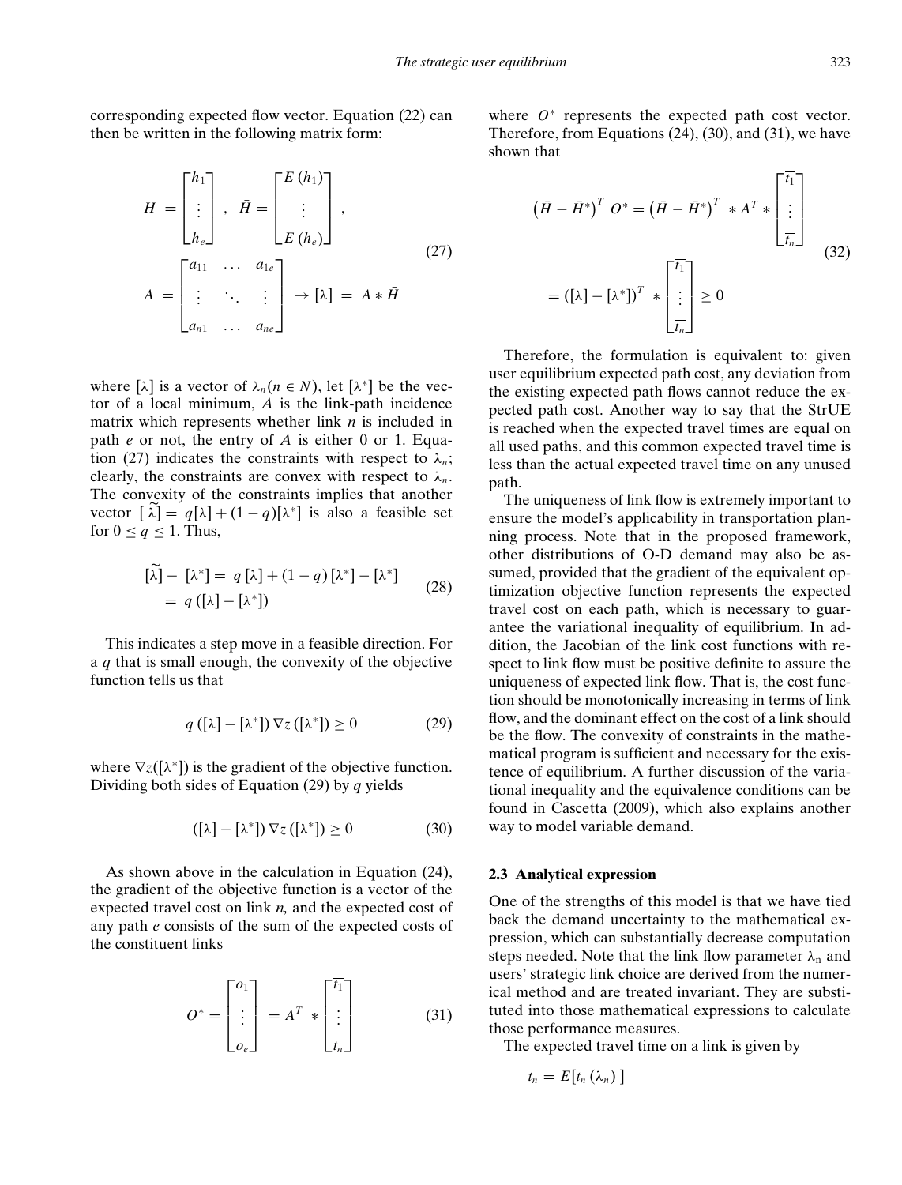corresponding expected flow vector. Equation (22) can then be written in the following matrix form:

$$
H = \begin{bmatrix} h_1 \\ \vdots \\ h_e \end{bmatrix}, \quad \bar{H} = \begin{bmatrix} E(h_1) \\ \vdots \\ E(h_e) \end{bmatrix},
$$
$$
A = \begin{bmatrix} a_{11} & \dots & a_{1e} \\ \vdots & \ddots & \vdots \\ a_{n1} & \dots & a_{ne} \end{bmatrix} \rightarrow [\lambda] = A * \bar{H} \tag{27}
$$

where $[\lambda]$ is a vector of $\lambda_n (n \in N)$, let $[\lambda^*]$ be the vector of a local minimum, $A$ is the link-path incidence matrix which represents whether link $n$ is included in path $e$ or not, the entry of $A$ is either 0 or 1. Equation (27) indicates the constraints with respect to $\lambda_n$; clearly, the constraints are convex with respect to $\lambda_n$. The convexity of the constraints implies that another vector $[\widetilde{\lambda}] = q[\lambda] + (1 - q)[\lambda^*]$ is also a feasible set for $0 \leq q \leq 1$. Thus,

$$
\begin{aligned}
[\widetilde{\lambda}] - [\lambda^*] &= q[\lambda] + (1 - q)[\lambda^*] - [\lambda^*] \\
&= q([\lambda] - [\lambda^*])
\end{aligned} \tag{28}
$$

This indicates a step move in a feasible direction. For a $q$ that is small enough, the convexity of the objective function tells us that

$$
q([\lambda] - [\lambda^*]) \nabla z([\lambda^*]) \geq 0 \tag{29}
$$

where $\nabla z([\lambda^*])$ is the gradient of the objective function. Dividing both sides of Equation (29) by $q$ yields

$$
([\lambda] - [\lambda^*]) \nabla z([\lambda^*]) \geq 0 \tag{30}
$$

As shown above in the calculation in Equation (24), the gradient of the objective function is a vector of the expected travel cost on link $n$, and the expected cost of any path $e$ consists of the sum of the expected costs of the constituent links

$$
O^* = \begin{bmatrix} o_1 \\ \vdots \\ o_e \end{bmatrix} = A^T * \begin{bmatrix} \overline{t_1} \\ \vdots \\ \overline{t_n} \end{bmatrix} \tag{31}
$$

where $O^*$ represents the expected path cost vector. Therefore, from Equations (24), (30), and (31), we have shown that

$$
\begin{aligned}
\left(\bar{H} - \bar{H}^*\right)^T O^* &= \left(\bar{H} - \bar{H}^*\right)^T * A^T * \begin{bmatrix} \overline{t_1} \\ \vdots \\ \overline{t_n} \end{bmatrix} \\
&= ([\lambda] - [\lambda^*])^T * \begin{bmatrix} \overline{t_1} \\ \vdots \\ \overline{t_n} \end{bmatrix} \geq 0
\end{aligned} \tag{32}
$$

Therefore, the formulation is equivalent to: given user equilibrium expected path cost, any deviation from the existing expected path flows cannot reduce the expected path cost. Another way to say that the StrUE is reached when the expected travel times are equal on all used paths, and this common expected travel time is less than the actual expected travel time on any unused path.

The uniqueness of link flow is extremely important to ensure the model's applicability in transportation planning process. Note that in the proposed framework, other distributions of O-D demand may also be assumed, provided that the gradient of the equivalent optimization objective function represents the expected travel cost on each path, which is necessary to guarantee the variational inequality of equilibrium. In addition, the Jacobian of the link cost functions with respect to link flow must be positive definite to assure the uniqueness of expected link flow. That is, the cost function should be monotonically increasing in terms of link flow, and the dominant effect on the cost of a link should be the flow. The convexity of constraints in the mathematical program is sufficient and necessary for the existence of equilibrium. A further discussion of the variational inequality and the equivalence conditions can be found in Cascetta (2009), which also explains another way to model variable demand.

### 2.3 Analytical expression

One of the strengths of this model is that we have tied back the demand uncertainty to the mathematical expression, which can substantially decrease computation steps needed. Note that the link flow parameter $\lambda_n$ and users' strategic link choice are derived from the numerical method and are treated invariant. They are substituted into those mathematical expressions to calculate those performance measures.

The expected travel time on a link is given by

$$
\overline{t_n} = E[t_n(\lambda_n)]
$$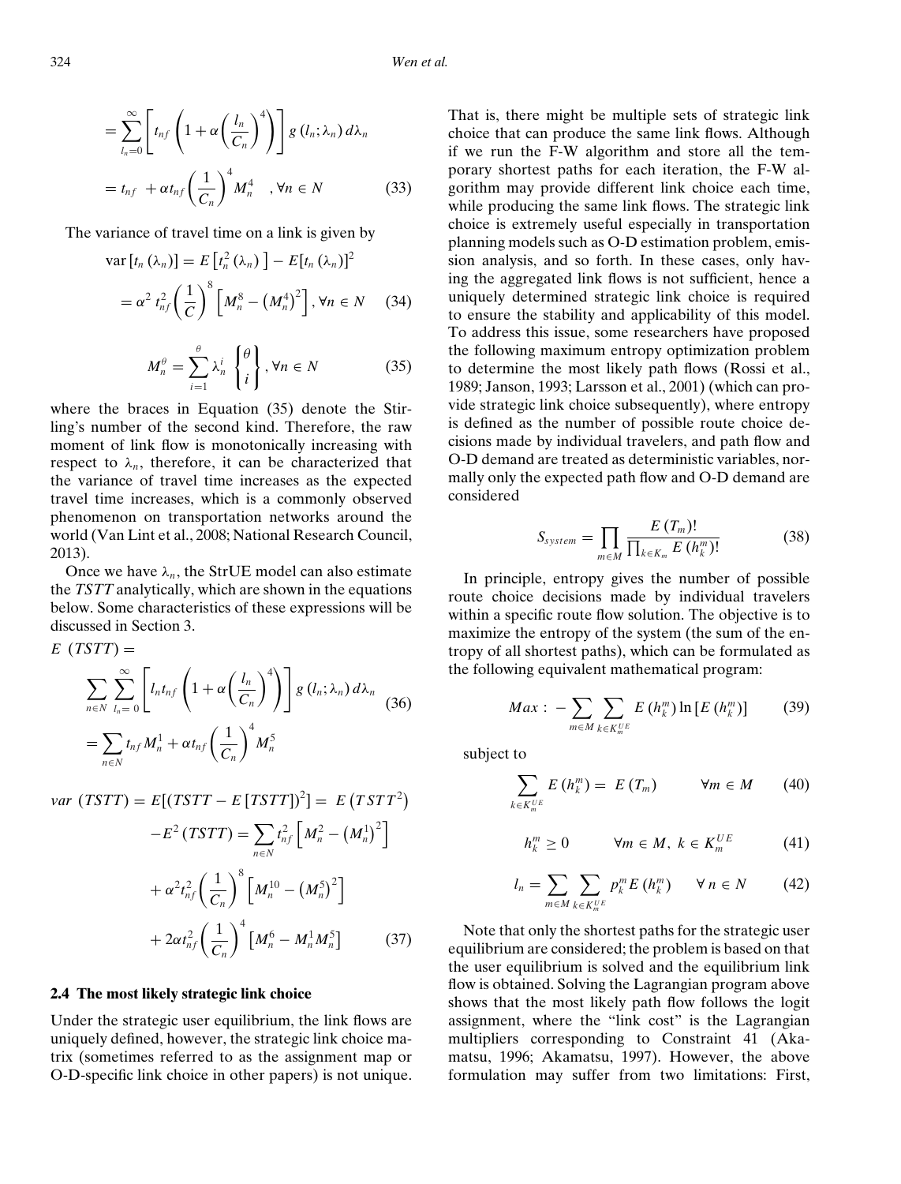$$= \sum_{l_n=0}^{\infty} \left[ t_{nf} \left( 1 + \alpha \left( \frac{l_n}{C_n} \right)^4 \right) \right] g\left(l_n; \lambda_n\right) d\lambda_n$$

$$= t_{nf} \ + \alpha t_{nf} \left( \frac{1}{C_n} \right)^4 M_n^4 \quad , \forall n \in N \qquad (33)$$

The variance of travel time on a link is given by

$$\mathrm{var}\left[t_n\left(\lambda_n\right)\right] = E\left[t_n^2\left(\lambda_n\right)\right] - E[t_n\left(\lambda_n\right)]^2$$

$$= \alpha^2 \, t_{nf}^2 \left( \frac{1}{C} \right)^8 \left[ M_n^8 - \left( M_n^4 \right)^2 \right], \forall n \in N \qquad (34)$$

$$M_n^{\theta} = \sum_{i=1}^{\theta} \lambda_n^i \begin{Bmatrix} \theta \\ i \end{Bmatrix}, \forall n \in N \qquad (35)$$

where the braces in Equation (35) denote the Stirling's number of the second kind. Therefore, the raw moment of link flow is monotonically increasing with respect to $\lambda_n$, therefore, it can be characterized that the variance of travel time increases as the expected travel time increases, which is a commonly observed phenomenon on transportation networks around the world (Van Lint et al., 2008; National Research Council, 2013).

Once we have $\lambda_n$, the StrUE model can also estimate the *TSTT* analytically, which are shown in the equations below. Some characteristics of these expressions will be discussed in Section 3.

$$E\ (TSTT) = \sum_{n \in N} \sum_{l_n=0}^{\infty} \left[ l_n t_{nf} \left( 1 + \alpha \left( \frac{l_n}{C_n} \right)^4 \right) \right] g\left(l_n; \lambda_n\right) d\lambda_n = \sum_{n \in N} t_{nf} M_n^1 + \alpha t_{nf} \left( \frac{1}{C_n} \right)^4 M_n^5 \qquad (36)$$

$$var\ (TSTT) = E[(TSTT - E\,[TSTT])^2] = E\left(TSTT^2\right) - E^2\,(TSTT) = \sum_{n \in N} t_{nf}^2 \left[ M_n^2 - \left(M_n^1\right)^2 \right] + \alpha^2 t_{nf}^2 \left( \frac{1}{C_n} \right)^8 \left[ M_n^{10} - \left(M_n^5\right)^2 \right] + 2\alpha t_{nf}^2 \left( \frac{1}{C_n} \right)^4 \left[ M_n^6 - M_n^1 M_n^5 \right] \qquad (37)$$

### 2.4 The most likely strategic link choice

Under the strategic user equilibrium, the link flows are uniquely defined, however, the strategic link choice matrix (sometimes referred to as the assignment map or O-D-specific link choice in other papers) is not unique. That is, there might be multiple sets of strategic link choice that can produce the same link flows. Although if we run the F-W algorithm and store all the temporary shortest paths for each iteration, the F-W algorithm may provide different link choice each time, while producing the same link flows. The strategic link choice is extremely useful especially in transportation planning models such as O-D estimation problem, emission analysis, and so forth. In these cases, only having the aggregated link flows is not sufficient, hence a uniquely determined strategic link choice is required to ensure the stability and applicability of this model. To address this issue, some researchers have proposed the following maximum entropy optimization problem to determine the most likely path flows (Rossi et al., 1989; Janson, 1993; Larsson et al., 2001) (which can provide strategic link choice subsequently), where entropy is defined as the number of possible route choice decisions made by individual travelers, and path flow and O-D demand are treated as deterministic variables, normally only the expected path flow and O-D demand are considered

$$S_{system} = \prod_{m \in M} \frac{E\left(T_m\right)!}{\prod_{k \in K_m} E\left(h_k^m\right)!} \qquad (38)$$

In principle, entropy gives the number of possible route choice decisions made by individual travelers within a specific route flow solution. The objective is to maximize the entropy of the system (the sum of the entropy of all shortest paths), which can be formulated as the following equivalent mathematical program:

$$Max: \ -\sum_{m \in M} \sum_{k \in K_m^{UE}} E\left(h_k^m\right) \ln\left[E\left(h_k^m\right)\right] \qquad (39)$$

subject to

$$\sum_{k \in K_m^{UE}} E\left(h_k^m\right) = E\left(T_m\right) \qquad \forall m \in M \qquad (40)$$

$$h_k^m \geq 0 \qquad \forall m \in M,\ k \in K_m^{UE} \qquad (41)$$

$$l_n = \sum_{m \in M} \sum_{k \in K_m^{UE}} p_k^m E\left(h_k^m\right) \qquad \forall\ n \in N \qquad (42)$$

Note that only the shortest paths for the strategic user equilibrium are considered; the problem is based on that the user equilibrium is solved and the equilibrium link flow is obtained. Solving the Lagrangian program above shows that the most likely path flow follows the logit assignment, where the "link cost" is the Lagrangian multipliers corresponding to Constraint 41 (Akamatsu, 1996; Akamatsu, 1997). However, the above formulation may suffer from two limitations: First,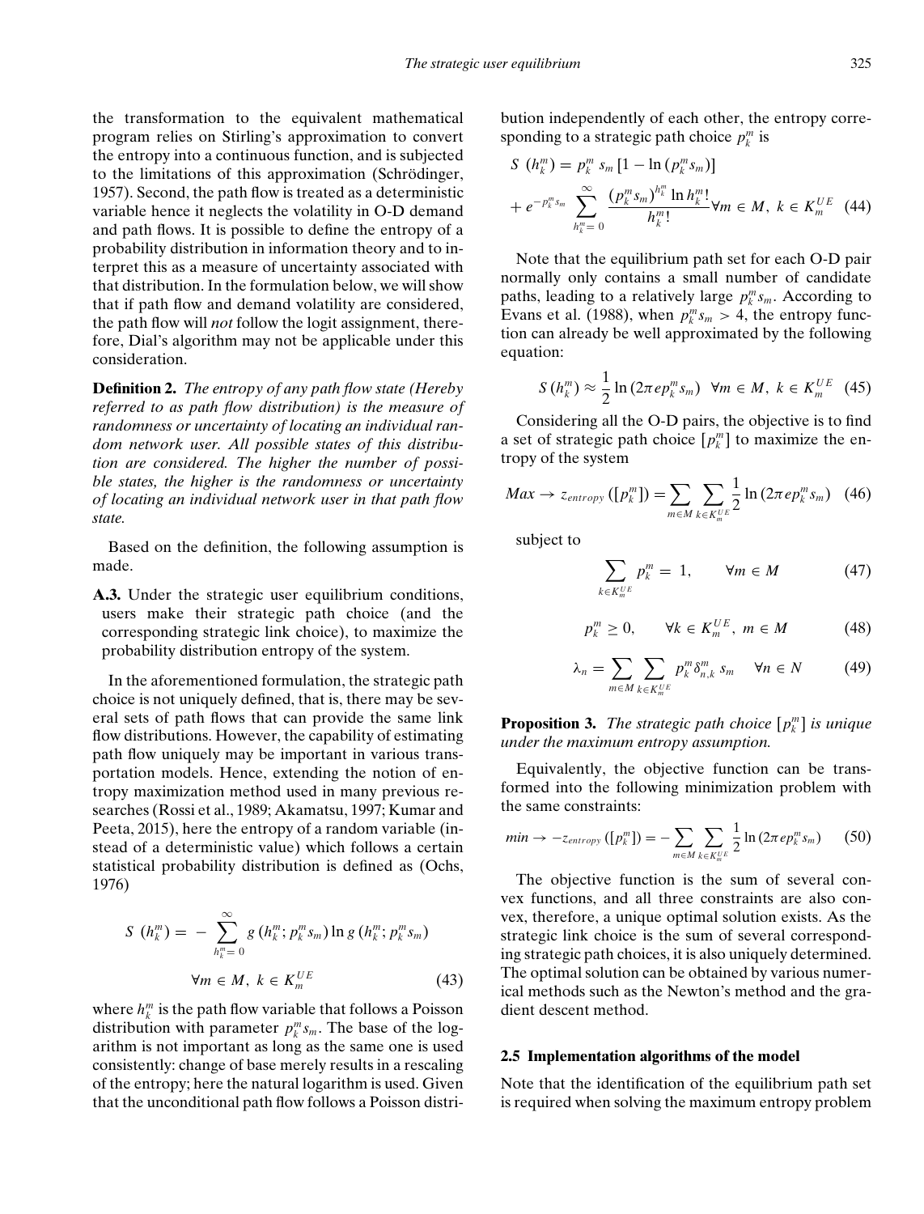the transformation to the equivalent mathematical program relies on Stirling's approximation to convert the entropy into a continuous function, and is subjected to the limitations of this approximation (Schrödinger, 1957). Second, the path flow is treated as a deterministic variable hence it neglects the volatility in O-D demand and path flows. It is possible to define the entropy of a probability distribution in information theory and to interpret this as a measure of uncertainty associated with that distribution. In the formulation below, we will show that if path flow and demand volatility are considered, the path flow will *not* follow the logit assignment, therefore, Dial's algorithm may not be applicable under this consideration.

**Definition 2.** *The entropy of any path flow state (Hereby referred to as path flow distribution) is the measure of randomness or uncertainty of locating an individual random network user. All possible states of this distribution are considered. The higher the number of possible states, the higher is the randomness or uncertainty of locating an individual network user in that path flow state.*

Based on the definition, the following assumption is made.

**A.3.** Under the strategic user equilibrium conditions, users make their strategic path choice (and the corresponding strategic link choice), to maximize the probability distribution entropy of the system.

In the aforementioned formulation, the strategic path choice is not uniquely defined, that is, there may be several sets of path flows that can provide the same link flow distributions. However, the capability of estimating path flow uniquely may be important in various transportation models. Hence, extending the notion of entropy maximization method used in many previous researches (Rossi et al., 1989; Akamatsu, 1997; Kumar and Peeta, 2015), here the entropy of a random variable (instead of a deterministic value) which follows a certain statistical probability distribution is defined as (Ochs, 1976)

$$S\ (h_k^m) = -\sum_{h_k^m=0}^{\infty} g\,(h_k^m; p_k^m s_m) \ln g\,(h_k^m; p_k^m s_m) \quad \forall m \in M,\ k \in K_m^{UE} \tag{43}$$

where $h_k^m$ is the path flow variable that follows a Poisson distribution with parameter $p_k^m s_m$. The base of the logarithm is not important as long as the same one is used consistently: change of base merely results in a rescaling of the entropy; here the natural logarithm is used. Given that the unconditional path flow follows a Poisson distribution independently of each other, the entropy corresponding to a strategic path choice $p_k^m$ is

$$S\ (h_k^m) = p_k^m\ s_m\,[1 - \ln (p_k^m s_m)] + e^{-p_k^m s_m} \sum_{h_k^m=0}^{\infty} \frac{(p_k^m s_m)^{h_k^m} \ln h_k^m!}{h_k^m!} \forall m \in M,\ k \in K_m^{UE} \tag{44}$$

Note that the equilibrium path set for each O-D pair normally only contains a small number of candidate paths, leading to a relatively large $p_k^m s_m$. According to Evans et al. (1988), when $p_k^m s_m > 4$, the entropy function can already be well approximated by the following equation:

$$S\,(h_k^m) \approx \frac{1}{2} \ln (2\pi e p_k^m s_m) \quad \forall m \in M,\ k \in K_m^{UE} \tag{45}$$

Considering all the O-D pairs, the objective is to find a set of strategic path choice $[p_k^m]$ to maximize the entropy of the system

$$Max \rightarrow z_{entropy}\,([p_k^m]) = \sum_{m \in M} \sum_{k \in K_m^{UE}} \frac{1}{2} \ln (2\pi e p_k^m s_m) \tag{46}$$

subject to

$$\sum_{k \in K_m^{UE}} p_k^m = 1, \qquad \forall m \in M \tag{47}$$

$$p_k^m \geq 0, \qquad \forall k \in K_m^{UE},\ m \in M \tag{48}$$

$$\lambda_n = \sum_{m \in M} \sum_{k \in K_m^{UE}} p_k^m \delta_{n,k}^m\, s_m \quad \forall n \in N \tag{49}$$

**Proposition 3.** *The strategic path choice $[p_k^m]$ is unique under the maximum entropy assumption.*

Equivalently, the objective function can be transformed into the following minimization problem with the same constraints:

$$min \rightarrow -z_{entropy}\,([p_k^m]) = -\sum_{m \in M} \sum_{k \in K_m^{UE}} \frac{1}{2} \ln (2\pi e p_k^m s_m) \tag{50}$$

The objective function is the sum of several convex functions, and all three constraints are also convex, therefore, a unique optimal solution exists. As the strategic link choice is the sum of several corresponding strategic path choices, it is also uniquely determined. The optimal solution can be obtained by various numerical methods such as the Newton's method and the gradient descent method.

### 2.5 Implementation algorithms of the model

Note that the identification of the equilibrium path set is required when solving the maximum entropy problem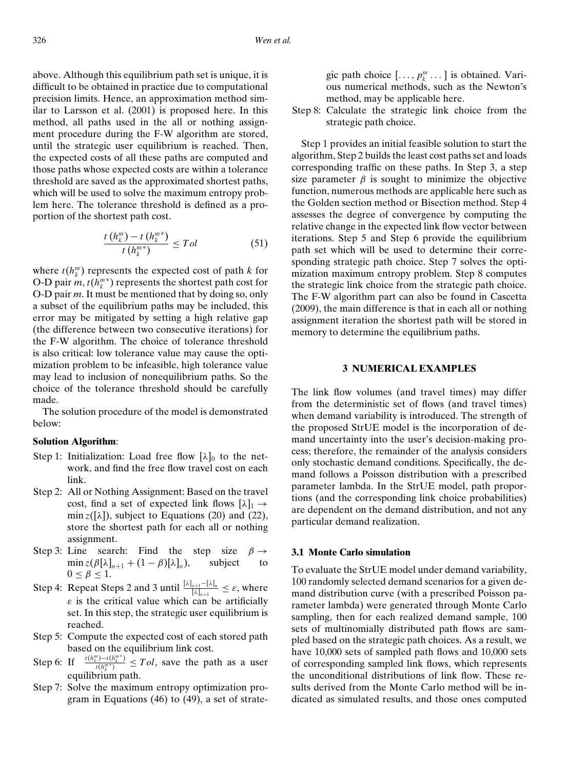above. Although this equilibrium path set is unique, it is difficult to be obtained in practice due to computational precision limits. Hence, an approximation method similar to Larsson et al. (2001) is proposed here. In this method, all paths used in the all or nothing assignment procedure during the F-W algorithm are stored, until the strategic user equilibrium is reached. Then, the expected costs of all these paths are computed and those paths whose expected costs are within a tolerance threshold are saved as the approximated shortest paths, which will be used to solve the maximum entropy problem here. The tolerance threshold is defined as a proportion of the shortest path cost.

$$\frac{t\left(h_k^m\right) - t\left(h_k^{m*}\right)}{t\left(h_k^{m*}\right)} \leq Tol \tag{51}$$

where $t(h_k^m)$ represents the expected cost of path $k$ for O-D pair $m$, $t(h_k^{m*})$ represents the shortest path cost for O-D pair $m$. It must be mentioned that by doing so, only a subset of the equilibrium paths may be included, this error may be mitigated by setting a high relative gap (the difference between two consecutive iterations) for the F-W algorithm. The choice of tolerance threshold is also critical: low tolerance value may cause the optimization problem to be infeasible, high tolerance value may lead to inclusion of nonequilibrium paths. So the choice of the tolerance threshold should be carefully made.

The solution procedure of the model is demonstrated below:

**Solution Algorithm**:

- Step 1: Initialization: Load free flow $[\lambda]_0$ to the network, and find the free flow travel cost on each link.
- Step 2: All or Nothing Assignment: Based on the travel cost, find a set of expected link flows $[\lambda]_1 \rightarrow \min z([\lambda])$, subject to Equations (20) and (22), store the shortest path for each all or nothing assignment.
- Step 3: Line search: Find the step size $\beta \rightarrow \min z(\beta[\lambda]_{n+1} + (1-\beta)[\lambda]_n)$, subject to $0 \leq \beta \leq 1$.
- Step 4: Repeat Steps 2 and 3 until $\frac{[\lambda]_{n+1} - [\lambda]_n}{[\lambda]_{n+1}} \leq \varepsilon$, where $\varepsilon$ is the critical value which can be artificially set. In this step, the strategic user equilibrium is reached.
- Step 5: Compute the expected cost of each stored path based on the equilibrium link cost.
- Step 6: If $\frac{t(h_k^m) - t(h_k^{m*})}{t(h_k^{m*})} \leq Tol$, save the path as a user equilibrium path.
- Step 7: Solve the maximum entropy optimization program in Equations (46) to (49), a set of strategic path choice $[\ldots, p_k^m \ldots]$ is obtained. Various numerical methods, such as the Newton's method, may be applicable here.
- Step 8: Calculate the strategic link choice from the strategic path choice.

Step 1 provides an initial feasible solution to start the algorithm, Step 2 builds the least cost paths set and loads corresponding traffic on these paths. In Step 3, a step size parameter $\beta$ is sought to minimize the objective function, numerous methods are applicable here such as the Golden section method or Bisection method. Step 4 assesses the degree of convergence by computing the relative change in the expected link flow vector between iterations. Step 5 and Step 6 provide the equilibrium path set which will be used to determine their corresponding strategic path choice. Step 7 solves the optimization maximum entropy problem. Step 8 computes the strategic link choice from the strategic path choice. The F-W algorithm part can also be found in Cascetta (2009), the main difference is that in each all or nothing assignment iteration the shortest path will be stored in memory to determine the equilibrium paths.

## 3 NUMERICAL EXAMPLES

The link flow volumes (and travel times) may differ from the deterministic set of flows (and travel times) when demand variability is introduced. The strength of the proposed StrUE model is the incorporation of demand uncertainty into the user's decision-making process; therefore, the remainder of the analysis considers only stochastic demand conditions. Specifically, the demand follows a Poisson distribution with a prescribed parameter lambda. In the StrUE model, path proportions (and the corresponding link choice probabilities) are dependent on the demand distribution, and not any particular demand realization.

### 3.1 Monte Carlo simulation

To evaluate the StrUE model under demand variability, 100 randomly selected demand scenarios for a given demand distribution curve (with a prescribed Poisson parameter lambda) were generated through Monte Carlo sampling, then for each realized demand sample, 100 sets of multinomially distributed path flows are sampled based on the strategic path choices. As a result, we have 10,000 sets of sampled path flows and 10,000 sets of corresponding sampled link flows, which represents the unconditional distributions of link flow. These results derived from the Monte Carlo method will be indicated as simulated results, and those ones computed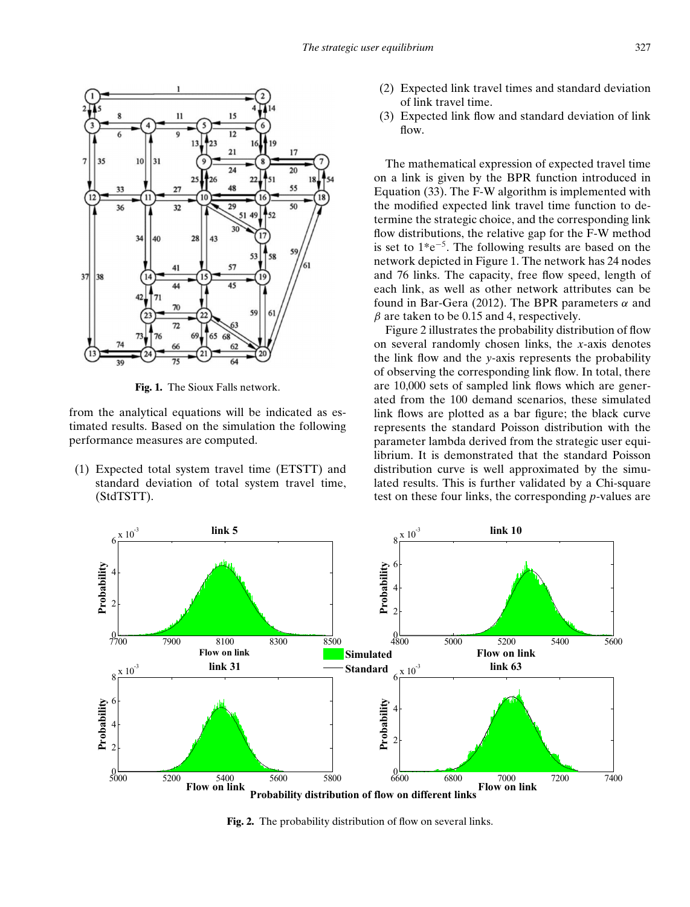Fig. 1. The Sioux Falls network.

from the analytical equations will be indicated as estimated results. Based on the simulation the following performance measures are computed.

(1) Expected total system travel time (ETSTT) and standard deviation of total system travel time, (StdTSTT).
(2) Expected link travel times and standard deviation of link travel time.
(3) Expected link flow and standard deviation of link flow.

The mathematical expression of expected travel time on a link is given by the BPR function introduced in Equation (33). The F-W algorithm is implemented with the modified expected link travel time function to determine the strategic choice, and the corresponding link flow distributions, the relative gap for the F-W method is set to $1*e^{-5}$. The following results are based on the network depicted in Figure 1. The network has 24 nodes and 76 links. The capacity, free flow speed, length of each link, as well as other network attributes can be found in Bar-Gera (2012). The BPR parameters $\alpha$ and $\beta$ are taken to be 0.15 and 4, respectively.

Figure 2 illustrates the probability distribution of flow on several randomly chosen links, the *x*-axis denotes the link flow and the *y*-axis represents the probability of observing the corresponding link flow. In total, there are 10,000 sets of sampled link flows which are generated from the 100 demand scenarios, these simulated link flows are plotted as a bar figure; the black curve represents the standard Poisson distribution with the parameter lambda derived from the strategic user equilibrium. It is demonstrated that the standard Poisson distribution curve is well approximated by the simulated results. This is further validated by a Chi-square test on these four links, the corresponding *p*-values are

Fig. 2. The probability distribution of flow on several links.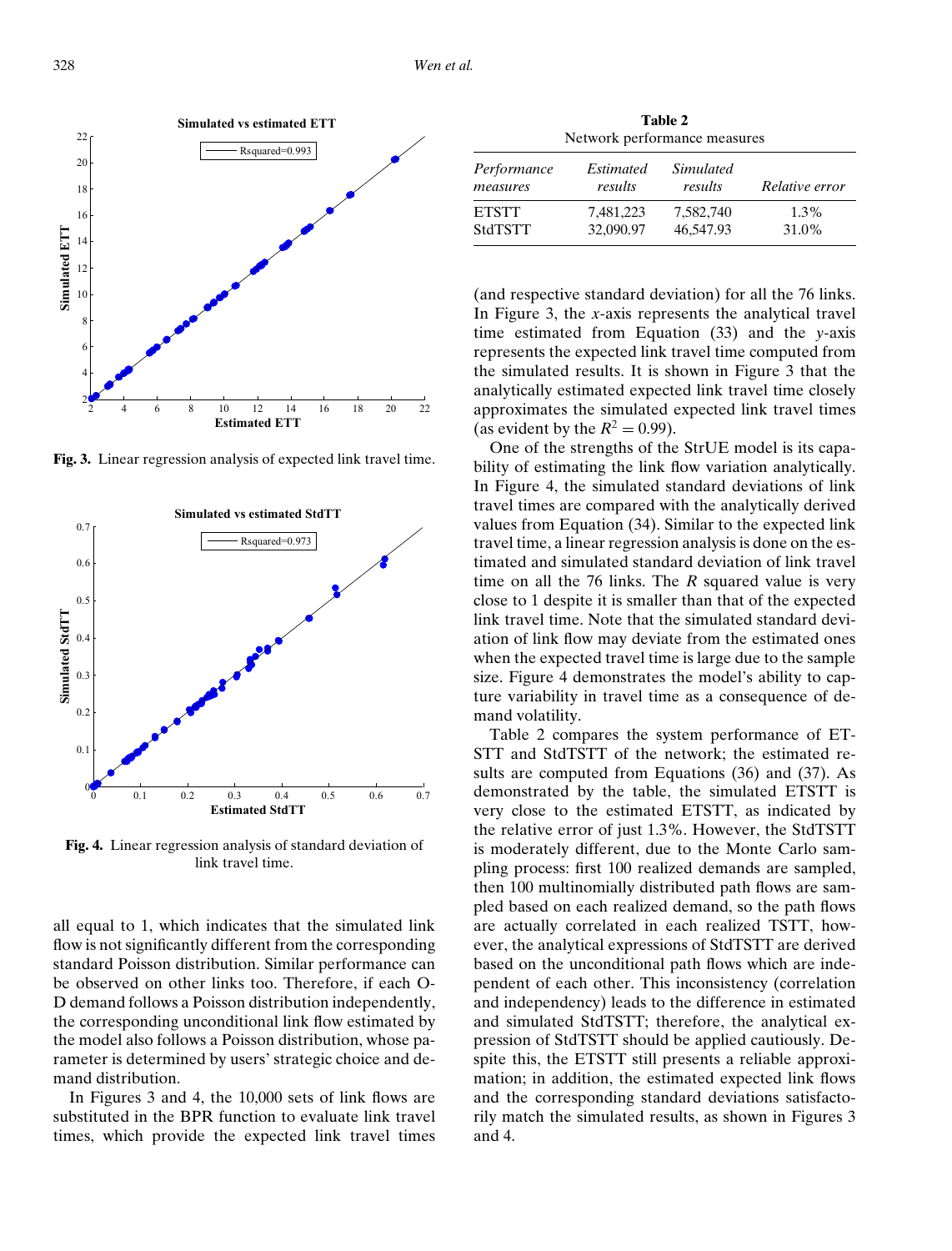Fig. 3. Linear regression analysis of expected link travel time.

Fig. 4. Linear regression analysis of standard deviation of link travel time.

all equal to 1, which indicates that the simulated link flow is not significantly different from the corresponding standard Poisson distribution. Similar performance can be observed on other links too. Therefore, if each O-D demand follows a Poisson distribution independently, the corresponding unconditional link flow estimated by the model also follows a Poisson distribution, whose parameter is determined by users' strategic choice and demand distribution.

In Figures 3 and 4, the 10,000 sets of link flows are substituted in the BPR function to evaluate link travel times, which provide the expected link travel times (and respective standard deviation) for all the 76 links. In Figure 3, the $x$-axis represents the analytical travel time estimated from Equation (33) and the $y$-axis represents the expected link travel time computed from the simulated results. It is shown in Figure 3 that the analytically estimated expected link travel time closely approximates the simulated expected link travel times (as evident by the $R^2 = 0.99$).

One of the strengths of the StrUE model is its capability of estimating the link flow variation analytically. In Figure 4, the simulated standard deviations of link travel times are compared with the analytically derived values from Equation (34). Similar to the expected link travel time, a linear regression analysis is done on the estimated and simulated standard deviation of link travel time on all the 76 links. The $R$ squared value is very close to 1 despite it is smaller than that of the expected link travel time. Note that the simulated standard deviation of link flow may deviate from the estimated ones when the expected travel time is large due to the sample size. Figure 4 demonstrates the model's ability to capture variability in travel time as a consequence of demand volatility.

**Table 2**
Network performance measures

| *Performance measures* | *Estimated results* | *Simulated results* | *Relative error* |
|---|---|---|---|
| ETSTT | 7,481,223 | 7,582,740 | 1.3% |
| StdTSTT | 32,090.97 | 46,547.93 | 31.0% |

Table 2 compares the system performance of ETSTT and StdTSTT of the network; the estimated results are computed from Equations (36) and (37). As demonstrated by the table, the simulated ETSTT is very close to the estimated ETSTT, as indicated by the relative error of just 1.3%. However, the StdTSTT is moderately different, due to the Monte Carlo sampling process: first 100 realized demands are sampled, then 100 multinomially distributed path flows are sampled based on each realized demand, so the path flows are actually correlated in each realized TSTT, however, the analytical expressions of StdTSTT are derived based on the unconditional path flows which are independent of each other. This inconsistency (correlation and independency) leads to the difference in estimated and simulated StdTSTT; therefore, the analytical expression of StdTSTT should be applied cautiously. Despite this, the ETSTT still presents a reliable approximation; in addition, the estimated expected link flows and the corresponding standard deviations satisfactorily match the simulated results, as shown in Figures 3 and 4.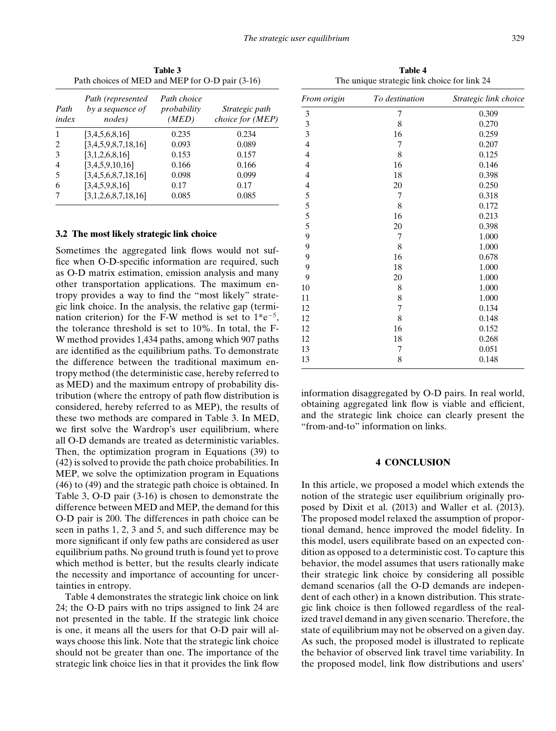**Table 3**
Path choices of MED and MEP for O-D pair (3-16)

| Path index | Path (represented by a sequence of nodes) | Path choice probability (MED) | Strategic path choice for (MEP) |
|---|---|---|---|
| 1 | [3,4,5,6,8,16] | 0.235 | 0.234 |
| 2 | [3,4,5,9,8,7,18,16] | 0.093 | 0.089 |
| 3 | [3,1,2,6,8,16] | 0.153 | 0.157 |
| 4 | [3,4,5,9,10,16] | 0.166 | 0.166 |
| 5 | [3,4,5,6,8,7,18,16] | 0.098 | 0.099 |
| 6 | [3,4,5,9,8,16] | 0.17 | 0.17 |
| 7 | [3,1,2,6,8,7,18,16] | 0.085 | 0.085 |

### 3.2 The most likely strategic link choice

Sometimes the aggregated link flows would not suffice when O-D-specific information are required, such as O-D matrix estimation, emission analysis and many other transportation applications. The maximum entropy provides a way to find the "most likely" strategic link choice. In the analysis, the relative gap (termination criterion) for the F-W method is set to $1{*}e^{-5}$, the tolerance threshold is set to 10%. In total, the F-W method provides 1,434 paths, among which 907 paths are identified as the equilibrium paths. To demonstrate the difference between the traditional maximum entropy method (the deterministic case, hereby referred to as MED) and the maximum entropy of probability distribution (where the entropy of path flow distribution is considered, hereby referred to as MEP), the results of these two methods are compared in Table 3. In MED, we first solve the Wardrop's user equilibrium, where all O-D demands are treated as deterministic variables. Then, the optimization program in Equations (39) to (42) is solved to provide the path choice probabilities. In MEP, we solve the optimization program in Equations (46) to (49) and the strategic path choice is obtained. In Table 3, O-D pair (3-16) is chosen to demonstrate the difference between MED and MEP, the demand for this O-D pair is 200. The differences in path choice can be seen in paths 1, 2, 3 and 5, and such difference may be more significant if only few paths are considered as user equilibrium paths. No ground truth is found yet to prove which method is better, but the results clearly indicate the necessity and importance of accounting for uncertainties in entropy.

Table 4 demonstrates the strategic link choice on link 24; the O-D pairs with no trips assigned to link 24 are not presented in the table. If the strategic link choice is one, it means all the users for that O-D pair will always choose this link. Note that the strategic link choice should not be greater than one. The importance of the strategic link choice lies in that it provides the link flow information disaggregated by O-D pairs. In real world, obtaining aggregated link flow is viable and efficient, and the strategic link choice can clearly present the "from-and-to" information on links.

**Table 4**
The unique strategic link choice for link 24

| From origin | To destination | Strategic link choice |
|---|---|---|
| 3 | 7 | 0.309 |
| 3 | 8 | 0.270 |
| 3 | 16 | 0.259 |
| 4 | 7 | 0.207 |
| 4 | 8 | 0.125 |
| 4 | 16 | 0.146 |
| 4 | 18 | 0.398 |
| 4 | 20 | 0.250 |
| 5 | 7 | 0.318 |
| 5 | 8 | 0.172 |
| 5 | 16 | 0.213 |
| 5 | 20 | 0.398 |
| 9 | 7 | 1.000 |
| 9 | 8 | 1.000 |
| 9 | 16 | 0.678 |
| 9 | 18 | 1.000 |
| 9 | 20 | 1.000 |
| 10 | 8 | 1.000 |
| 11 | 8 | 1.000 |
| 12 | 7 | 0.134 |
| 12 | 8 | 0.148 |
| 12 | 16 | 0.152 |
| 12 | 18 | 0.268 |
| 13 | 7 | 0.051 |
| 13 | 8 | 0.148 |

## 4 CONCLUSION

In this article, we proposed a model which extends the notion of the strategic user equilibrium originally proposed by Dixit et al. (2013) and Waller et al. (2013). The proposed model relaxed the assumption of proportional demand, hence improved the model fidelity. In this model, users equilibrate based on an expected condition as opposed to a deterministic cost. To capture this behavior, the model assumes that users rationally make their strategic link choice by considering all possible demand scenarios (all the O-D demands are independent of each other) in a known distribution. This strategic link choice is then followed regardless of the realized travel demand in any given scenario. Therefore, the state of equilibrium may not be observed on a given day. As such, the proposed model is illustrated to replicate the behavior of observed link travel time variability. In the proposed model, link flow distributions and users'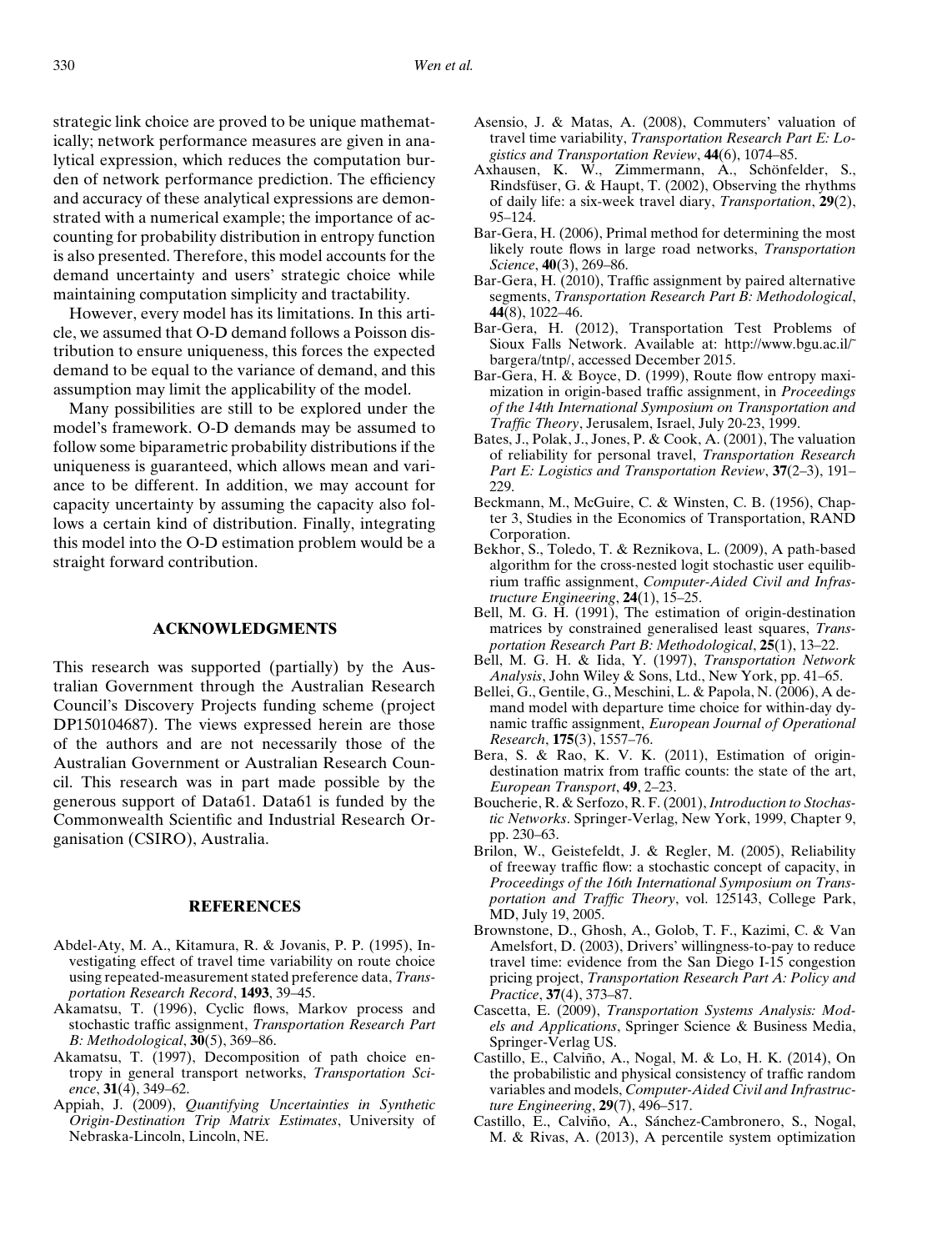strategic link choice are proved to be unique mathematically; network performance measures are given in analytical expression, which reduces the computation burden of network performance prediction. The efficiency and accuracy of these analytical expressions are demonstrated with a numerical example; the importance of accounting for probability distribution in entropy function is also presented. Therefore, this model accounts for the demand uncertainty and users' strategic choice while maintaining computation simplicity and tractability.

However, every model has its limitations. In this article, we assumed that O-D demand follows a Poisson distribution to ensure uniqueness, this forces the expected demand to be equal to the variance of demand, and this assumption may limit the applicability of the model.

Many possibilities are still to be explored under the model's framework. O-D demands may be assumed to follow some biparametric probability distributions if the uniqueness is guaranteed, which allows mean and variance to be different. In addition, we may account for capacity uncertainty by assuming the capacity also follows a certain kind of distribution. Finally, integrating this model into the O-D estimation problem would be a straight forward contribution.

## ACKNOWLEDGMENTS

This research was supported (partially) by the Australian Government through the Australian Research Council's Discovery Projects funding scheme (project DP150104687). The views expressed herein are those of the authors and are not necessarily those of the Australian Government or Australian Research Council. This research was in part made possible by the generous support of Data61. Data61 is funded by the Commonwealth Scientific and Industrial Research Organisation (CSIRO), Australia.

## REFERENCES

Abdel-Aty, M. A., Kitamura, R. & Jovanis, P. P. (1995), Investigating effect of travel time variability on route choice using repeated-measurement stated preference data, *Transportation Research Record*, **1493**, 39–45.

Akamatsu, T. (1996), Cyclic flows, Markov process and stochastic traffic assignment, *Transportation Research Part B: Methodological*, **30**(5), 369–86.

Akamatsu, T. (1997), Decomposition of path choice entropy in general transport networks, *Transportation Science*, **31**(4), 349–62.

Appiah, J. (2009), *Quantifying Uncertainties in Synthetic Origin-Destination Trip Matrix Estimates*, University of Nebraska-Lincoln, Lincoln, NE.

Asensio, J. & Matas, A. (2008), Commuters' valuation of travel time variability, *Transportation Research Part E: Logistics and Transportation Review*, **44**(6), 1074–85.

Axhausen, K. W., Zimmermann, A., Schönfelder, S., Rindsfüser, G. & Haupt, T. (2002), Observing the rhythms of daily life: a six-week travel diary, *Transportation*, **29**(2), 95–124.

Bar-Gera, H. (2006), Primal method for determining the most likely route flows in large road networks, *Transportation Science*, **40**(3), 269–86.

Bar-Gera, H. (2010), Traffic assignment by paired alternative segments, *Transportation Research Part B: Methodological*, **44**(8), 1022–46.

Bar-Gera, H. (2012), Transportation Test Problems of Sioux Falls Network. Available at: http://www.bgu.ac.il/˜bargera/tntp/, accessed December 2015.

Bar-Gera, H. & Boyce, D. (1999), Route flow entropy maximization in origin-based traffic assignment, in *Proceedings of the 14th International Symposium on Transportation and Traffic Theory*, Jerusalem, Israel, July 20-23, 1999.

Bates, J., Polak, J., Jones, P. & Cook, A. (2001), The valuation of reliability for personal travel, *Transportation Research Part E: Logistics and Transportation Review*, **37**(2–3), 191–229.

Beckmann, M., McGuire, C. & Winsten, C. B. (1956), Chapter 3, Studies in the Economics of Transportation, RAND Corporation.

Bekhor, S., Toledo, T. & Reznikova, L. (2009), A path-based algorithm for the cross-nested logit stochastic user equilibrium traffic assignment, *Computer-Aided Civil and Infrastructure Engineering*, **24**(1), 15–25.

Bell, M. G. H. (1991), The estimation of origin-destination matrices by constrained generalised least squares, *Transportation Research Part B: Methodological*, **25**(1), 13–22.

Bell, M. G. H. & Iida, Y. (1997), *Transportation Network Analysis*, John Wiley & Sons, Ltd., New York, pp. 41–65.

Bellei, G., Gentile, G., Meschini, L. & Papola, N. (2006), A demand model with departure time choice for within-day dynamic traffic assignment, *European Journal of Operational Research*, **175**(3), 1557–76.

Bera, S. & Rao, K. V. K. (2011), Estimation of origin-destination matrix from traffic counts: the state of the art, *European Transport*, **49**, 2–23.

Boucherie, R. & Serfozo, R. F. (2001), *Introduction to Stochastic Networks*. Springer-Verlag, New York, 1999, Chapter 9, pp. 230–63.

Brilon, W., Geistefeldt, J. & Regler, M. (2005), Reliability of freeway traffic flow: a stochastic concept of capacity, in *Proceedings of the 16th International Symposium on Transportation and Traffic Theory*, vol. 125143, College Park, MD, July 19, 2005.

Brownstone, D., Ghosh, A., Golob, T. F., Kazimi, C. & Van Amelsfort, D. (2003), Drivers' willingness-to-pay to reduce travel time: evidence from the San Diego I-15 congestion pricing project, *Transportation Research Part A: Policy and Practice*, **37**(4), 373–87.

Cascetta, E. (2009), *Transportation Systems Analysis: Models and Applications*, Springer Science & Business Media, Springer-Verlag US.

Castillo, E., Calviño, A., Nogal, M. & Lo, H. K. (2014), On the probabilistic and physical consistency of traffic random variables and models, *Computer-Aided Civil and Infrastructure Engineering*, **29**(7), 496–517.

Castillo, E., Calviño, A., Sánchez-Cambronero, S., Nogal, M. & Rivas, A. (2013), A percentile system optimization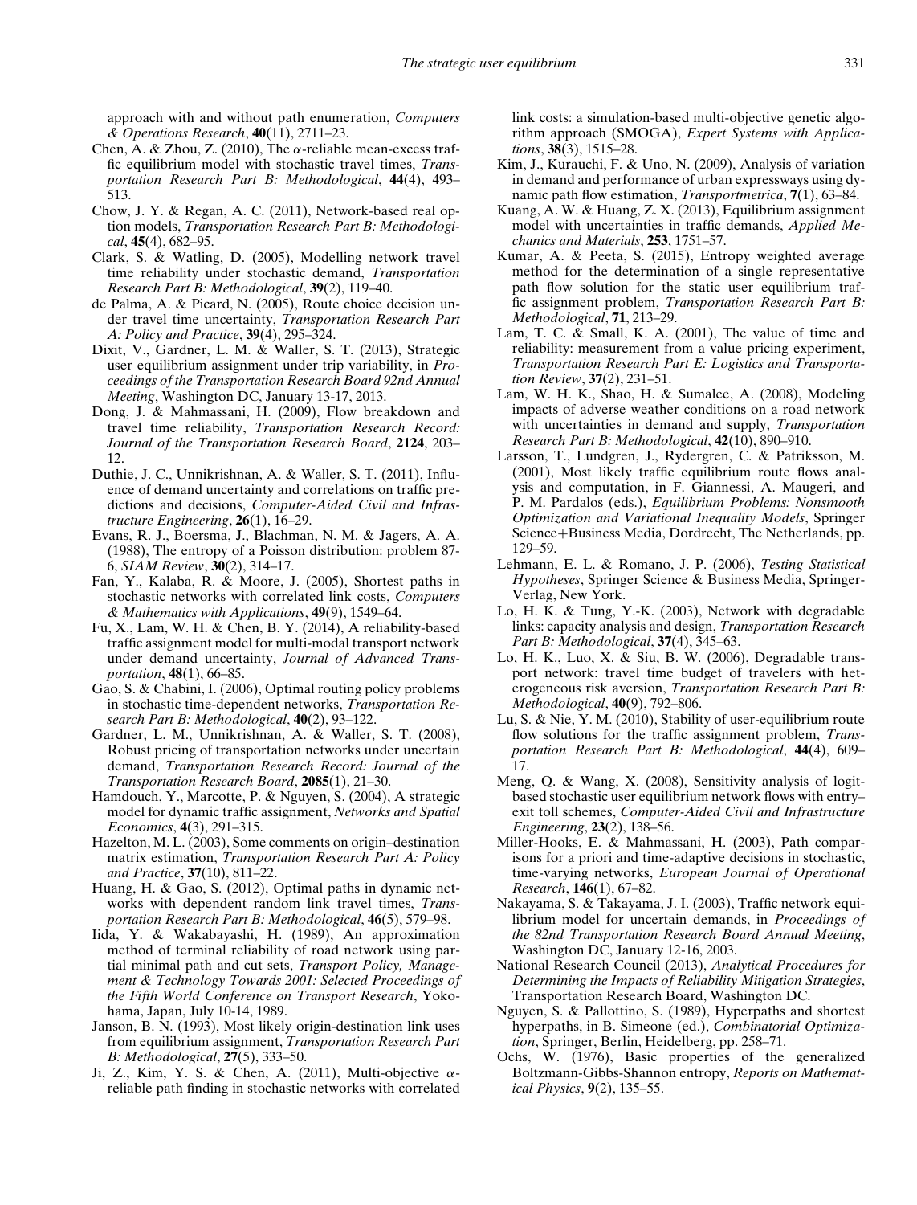approach with and without path enumeration, *Computers & Operations Research*, **40**(11), 2711–23.

Chen, A. & Zhou, Z. (2010), The $\alpha$-reliable mean-excess traffic equilibrium model with stochastic travel times, *Transportation Research Part B: Methodological*, **44**(4), 493–513.

Chow, J. Y. & Regan, A. C. (2011), Network-based real option models, *Transportation Research Part B: Methodological*, **45**(4), 682–95.

Clark, S. & Watling, D. (2005), Modelling network travel time reliability under stochastic demand, *Transportation Research Part B: Methodological*, **39**(2), 119–40.

de Palma, A. & Picard, N. (2005), Route choice decision under travel time uncertainty, *Transportation Research Part A: Policy and Practice*, **39**(4), 295–324.

Dixit, V., Gardner, L. M. & Waller, S. T. (2013), Strategic user equilibrium assignment under trip variability, in *Proceedings of the Transportation Research Board 92nd Annual Meeting*, Washington DC, January 13-17, 2013.

Dong, J. & Mahmassani, H. (2009), Flow breakdown and travel time reliability, *Transportation Research Record: Journal of the Transportation Research Board*, **2124**, 203–12.

Duthie, J. C., Unnikrishnan, A. & Waller, S. T. (2011), Influence of demand uncertainty and correlations on traffic predictions and decisions, *Computer-Aided Civil and Infrastructure Engineering*, **26**(1), 16–29.

Evans, R. J., Boersma, J., Blachman, N. M. & Jagers, A. A. (1988), The entropy of a Poisson distribution: problem 87-6, *SIAM Review*, **30**(2), 314–17.

Fan, Y., Kalaba, R. & Moore, J. (2005), Shortest paths in stochastic networks with correlated link costs, *Computers & Mathematics with Applications*, **49**(9), 1549–64.

Fu, X., Lam, W. H. & Chen, B. Y. (2014), A reliability-based traffic assignment model for multi-modal transport network under demand uncertainty, *Journal of Advanced Transportation*, **48**(1), 66–85.

Gao, S. & Chabini, I. (2006), Optimal routing policy problems in stochastic time-dependent networks, *Transportation Research Part B: Methodological*, **40**(2), 93–122.

Gardner, L. M., Unnikrishnan, A. & Waller, S. T. (2008), Robust pricing of transportation networks under uncertain demand, *Transportation Research Record: Journal of the Transportation Research Board*, **2085**(1), 21–30.

Hamdouch, Y., Marcotte, P. & Nguyen, S. (2004), A strategic model for dynamic traffic assignment, *Networks and Spatial Economics*, **4**(3), 291–315.

Hazelton, M. L. (2003), Some comments on origin–destination matrix estimation, *Transportation Research Part A: Policy and Practice*, **37**(10), 811–22.

Huang, H. & Gao, S. (2012), Optimal paths in dynamic networks with dependent random link travel times, *Transportation Research Part B: Methodological*, **46**(5), 579–98.

Iida, Y. & Wakabayashi, H. (1989), An approximation method of terminal reliability of road network using partial minimal path and cut sets, *Transport Policy, Management & Technology Towards 2001: Selected Proceedings of the Fifth World Conference on Transport Research*, Yokohama, Japan, July 10-14, 1989.

Janson, B. N. (1993), Most likely origin-destination link uses from equilibrium assignment, *Transportation Research Part B: Methodological*, **27**(5), 333–50.

Ji, Z., Kim, Y. S. & Chen, A. (2011), Multi-objective $\alpha$-reliable path finding in stochastic networks with correlated link costs: a simulation-based multi-objective genetic algorithm approach (SMOGA), *Expert Systems with Applications*, **38**(3), 1515–28.

Kim, J., Kurauchi, F. & Uno, N. (2009), Analysis of variation in demand and performance of urban expressways using dynamic path flow estimation, *Transportmetrica*, **7**(1), 63–84.

Kuang, A. W. & Huang, Z. X. (2013), Equilibrium assignment model with uncertainties in traffic demands, *Applied Mechanics and Materials*, **253**, 1751–57.

Kumar, A. & Peeta, S. (2015), Entropy weighted average method for the determination of a single representative path flow solution for the static user equilibrium traffic assignment problem, *Transportation Research Part B: Methodological*, **71**, 213–29.

Lam, T. C. & Small, K. A. (2001), The value of time and reliability: measurement from a value pricing experiment, *Transportation Research Part E: Logistics and Transportation Review*, **37**(2), 231–51.

Lam, W. H. K., Shao, H. & Sumalee, A. (2008), Modeling impacts of adverse weather conditions on a road network with uncertainties in demand and supply, *Transportation Research Part B: Methodological*, **42**(10), 890–910.

Larsson, T., Lundgren, J., Rydergren, C. & Patriksson, M. (2001), Most likely traffic equilibrium route flows analysis and computation, in F. Giannessi, A. Maugeri, and P. M. Pardalos (eds.), *Equilibrium Problems: Nonsmooth Optimization and Variational Inequality Models*, Springer Science+Business Media, Dordrecht, The Netherlands, pp. 129–59.

Lehmann, E. L. & Romano, J. P. (2006), *Testing Statistical Hypotheses*, Springer Science & Business Media, Springer-Verlag, New York.

Lo, H. K. & Tung, Y.-K. (2003), Network with degradable links: capacity analysis and design, *Transportation Research Part B: Methodological*, **37**(4), 345–63.

Lo, H. K., Luo, X. & Siu, B. W. (2006), Degradable transport network: travel time budget of travelers with heterogeneous risk aversion, *Transportation Research Part B: Methodological*, **40**(9), 792–806.

Lu, S. & Nie, Y. M. (2010), Stability of user-equilibrium route flow solutions for the traffic assignment problem, *Transportation Research Part B: Methodological*, **44**(4), 609–17.

Meng, Q. & Wang, X. (2008), Sensitivity analysis of logit-based stochastic user equilibrium network flows with entry–exit toll schemes, *Computer-Aided Civil and Infrastructure Engineering*, **23**(2), 138–56.

Miller-Hooks, E. & Mahmassani, H. (2003), Path comparisons for a priori and time-adaptive decisions in stochastic, time-varying networks, *European Journal of Operational Research*, **146**(1), 67–82.

Nakayama, S. & Takayama, J. I. (2003), Traffic network equilibrium model for uncertain demands, in *Proceedings of the 82nd Transportation Research Board Annual Meeting*, Washington DC, January 12-16, 2003.

National Research Council (2013), *Analytical Procedures for Determining the Impacts of Reliability Mitigation Strategies*, Transportation Research Board, Washington DC.

Nguyen, S. & Pallottino, S. (1989), Hyperpaths and shortest hyperpaths, in B. Simeone (ed.), *Combinatorial Optimization*, Springer, Berlin, Heidelberg, pp. 258–71.

Ochs, W. (1976), Basic properties of the generalized Boltzmann-Gibbs-Shannon entropy, *Reports on Mathematical Physics*, **9**(2), 135–55.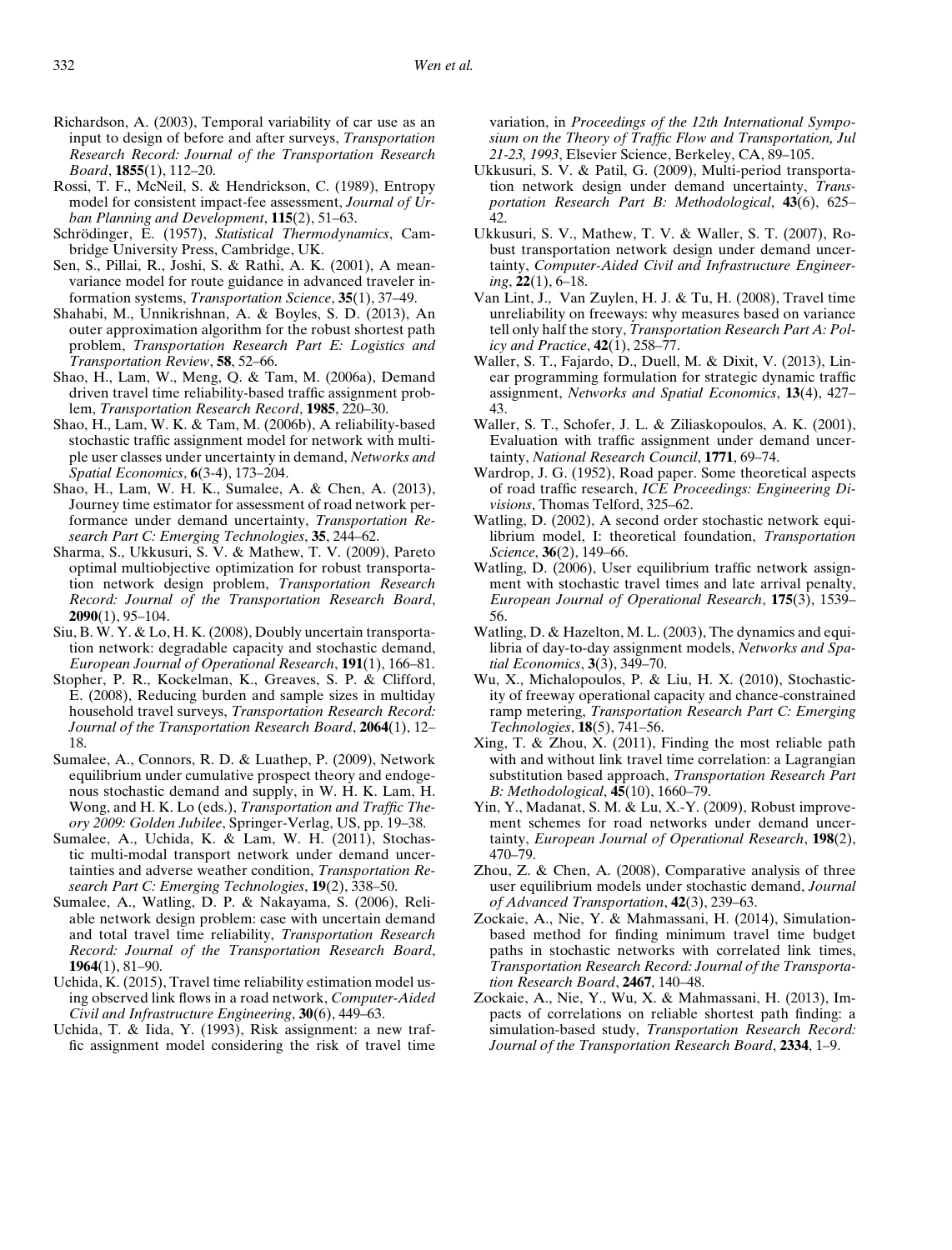Richardson, A. (2003), Temporal variability of car use as an input to design of before and after surveys, *Transportation Research Record: Journal of the Transportation Research Board*, **1855**(1), 112–20.

Rossi, T. F., McNeil, S. & Hendrickson, C. (1989), Entropy model for consistent impact-fee assessment, *Journal of Urban Planning and Development*, **115**(2), 51–63.

Schrödinger, E. (1957), *Statistical Thermodynamics*, Cambridge University Press, Cambridge, UK.

Sen, S., Pillai, R., Joshi, S. & Rathi, A. K. (2001), A mean-variance model for route guidance in advanced traveler information systems, *Transportation Science*, **35**(1), 37–49.

Shahabi, M., Unnikrishnan, A. & Boyles, S. D. (2013), An outer approximation algorithm for the robust shortest path problem, *Transportation Research Part E: Logistics and Transportation Review*, **58**, 52–66.

Shao, H., Lam, W., Meng, Q. & Tam, M. (2006a), Demand driven travel time reliability-based traffic assignment problem, *Transportation Research Record*, **1985**, 220–30.

Shao, H., Lam, W. K. & Tam, M. (2006b), A reliability-based stochastic traffic assignment model for network with multiple user classes under uncertainty in demand, *Networks and Spatial Economics*, **6**(3-4), 173–204.

Shao, H., Lam, W. H. K., Sumalee, A. & Chen, A. (2013), Journey time estimator for assessment of road network performance under demand uncertainty, *Transportation Research Part C: Emerging Technologies*, **35**, 244–62.

Sharma, S., Ukkusuri, S. V. & Mathew, T. V. (2009), Pareto optimal multiobjective optimization for robust transportation network design problem, *Transportation Research Record: Journal of the Transportation Research Board*, **2090**(1), 95–104.

Siu, B. W. Y. & Lo, H. K. (2008), Doubly uncertain transportation network: degradable capacity and stochastic demand, *European Journal of Operational Research*, **191**(1), 166–81.

Stopher, P. R., Kockelman, K., Greaves, S. P. & Clifford, E. (2008), Reducing burden and sample sizes in multiday household travel surveys, *Transportation Research Record: Journal of the Transportation Research Board*, **2064**(1), 12–18.

Sumalee, A., Connors, R. D. & Luathep, P. (2009), Network equilibrium under cumulative prospect theory and endogenous stochastic demand and supply, in W. H. K. Lam, H. Wong, and H. K. Lo (eds.), *Transportation and Traffic Theory 2009: Golden Jubilee*, Springer-Verlag, US, pp. 19–38.

Sumalee, A., Uchida, K. & Lam, W. H. (2011), Stochastic multi-modal transport network under demand uncertainties and adverse weather condition, *Transportation Research Part C: Emerging Technologies*, **19**(2), 338–50.

Sumalee, A., Watling, D. P. & Nakayama, S. (2006), Reliable network design problem: case with uncertain demand and total travel time reliability, *Transportation Research Record: Journal of the Transportation Research Board*, **1964**(1), 81–90.

Uchida, K. (2015), Travel time reliability estimation model using observed link flows in a road network, *Computer-Aided Civil and Infrastructure Engineering*, **30**(6), 449–63.

Uchida, T. & Iida, Y. (1993), Risk assignment: a new traffic assignment model considering the risk of travel time variation, in *Proceedings of the 12th International Symposium on the Theory of Traffic Flow and Transportation, Jul 21-23, 1993*, Elsevier Science, Berkeley, CA, 89–105.

Ukkusuri, S. V. & Patil, G. (2009), Multi-period transportation network design under demand uncertainty, *Transportation Research Part B: Methodological*, **43**(6), 625–42.

Ukkusuri, S. V., Mathew, T. V. & Waller, S. T. (2007), Robust transportation network design under demand uncertainty, *Computer-Aided Civil and Infrastructure Engineering*, **22**(1), 6–18.

Van Lint, J., Van Zuylen, H. J. & Tu, H. (2008), Travel time unreliability on freeways: why measures based on variance tell only half the story, *Transportation Research Part A: Policy and Practice*, **42**(1), 258–77.

Waller, S. T., Fajardo, D., Duell, M. & Dixit, V. (2013), Linear programming formulation for strategic dynamic traffic assignment, *Networks and Spatial Economics*, **13**(4), 427–43.

Waller, S. T., Schofer, J. L. & Ziliaskopoulos, A. K. (2001), Evaluation with traffic assignment under demand uncertainty, *National Research Council*, **1771**, 69–74.

Wardrop, J. G. (1952), Road paper. Some theoretical aspects of road traffic research, *ICE Proceedings: Engineering Divisions*, Thomas Telford, 325–62.

Watling, D. (2002), A second order stochastic network equilibrium model, I: theoretical foundation, *Transportation Science*, **36**(2), 149–66.

Watling, D. (2006), User equilibrium traffic network assignment with stochastic travel times and late arrival penalty, *European Journal of Operational Research*, **175**(3), 1539–56.

Watling, D. & Hazelton, M. L. (2003), The dynamics and equilibria of day-to-day assignment models, *Networks and Spatial Economics*, **3**(3), 349–70.

Wu, X., Michalopoulos, P. & Liu, H. X. (2010), Stochasticity of freeway operational capacity and chance-constrained ramp metering, *Transportation Research Part C: Emerging Technologies*, **18**(5), 741–56.

Xing, T. & Zhou, X. (2011), Finding the most reliable path with and without link travel time correlation: a Lagrangian substitution based approach, *Transportation Research Part B: Methodological*, **45**(10), 1660–79.

Yin, Y., Madanat, S. M. & Lu, X.-Y. (2009), Robust improvement schemes for road networks under demand uncertainty, *European Journal of Operational Research*, **198**(2), 470–79.

Zhou, Z. & Chen, A. (2008), Comparative analysis of three user equilibrium models under stochastic demand, *Journal of Advanced Transportation*, **42**(3), 239–63.

Zockaie, A., Nie, Y. & Mahmassani, H. (2014), Simulation-based method for finding minimum travel time budget paths in stochastic networks with correlated link times, *Transportation Research Record: Journal of the Transportation Research Board*, **2467**, 140–48.

Zockaie, A., Nie, Y., Wu, X. & Mahmassani, H. (2013), Impacts of correlations on reliable shortest path finding: a simulation-based study, *Transportation Research Record: Journal of the Transportation Research Board*, **2334**, 1–9.